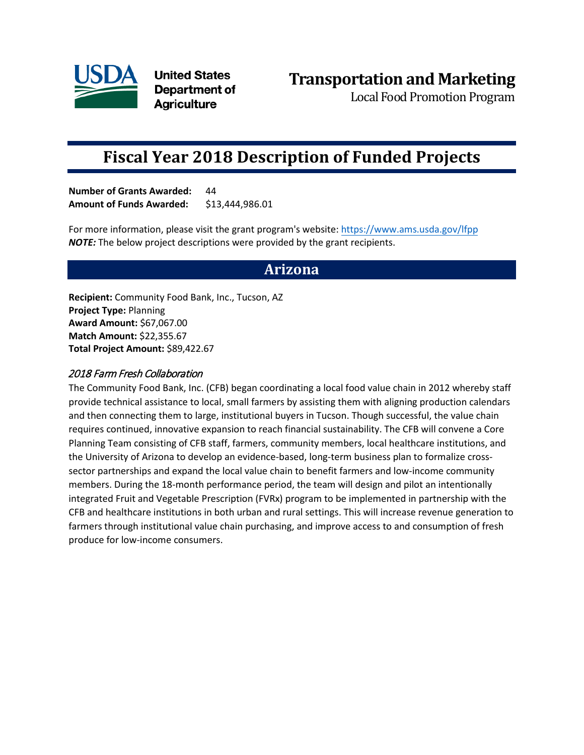United States Department of Agriculture

# Transportation and Marketing

Local Food Promotion Program

# Fiscal Year 2018 Description of Funded Projects

**Number of Grants Awarded:** 44
**Amount of Funds Awarded:** $13,444,986.01

For more information, please visit the grant program's website: https://www.ams.usda.gov/lfpp
***NOTE:*** The below project descriptions were provided by the grant recipients.

## Arizona

**Recipient:** Community Food Bank, Inc., Tucson, AZ
**Project Type:** Planning
**Award Amount:** $67,067.00
**Match Amount:** $22,355.67
**Total Project Amount:** $89,422.67

### *2018 Farm Fresh Collaboration*

The Community Food Bank, Inc. (CFB) began coordinating a local food value chain in 2012 whereby staff provide technical assistance to local, small farmers by assisting them with aligning production calendars and then connecting them to large, institutional buyers in Tucson. Though successful, the value chain requires continued, innovative expansion to reach financial sustainability. The CFB will convene a Core Planning Team consisting of CFB staff, farmers, community members, local healthcare institutions, and the University of Arizona to develop an evidence-based, long-term business plan to formalize cross-sector partnerships and expand the local value chain to benefit farmers and low-income community members. During the 18-month performance period, the team will design and pilot an intentionally integrated Fruit and Vegetable Prescription (FVRx) program to be implemented in partnership with the CFB and healthcare institutions in both urban and rural settings. This will increase revenue generation to farmers through institutional value chain purchasing, and improve access to and consumption of fresh produce for low-income consumers.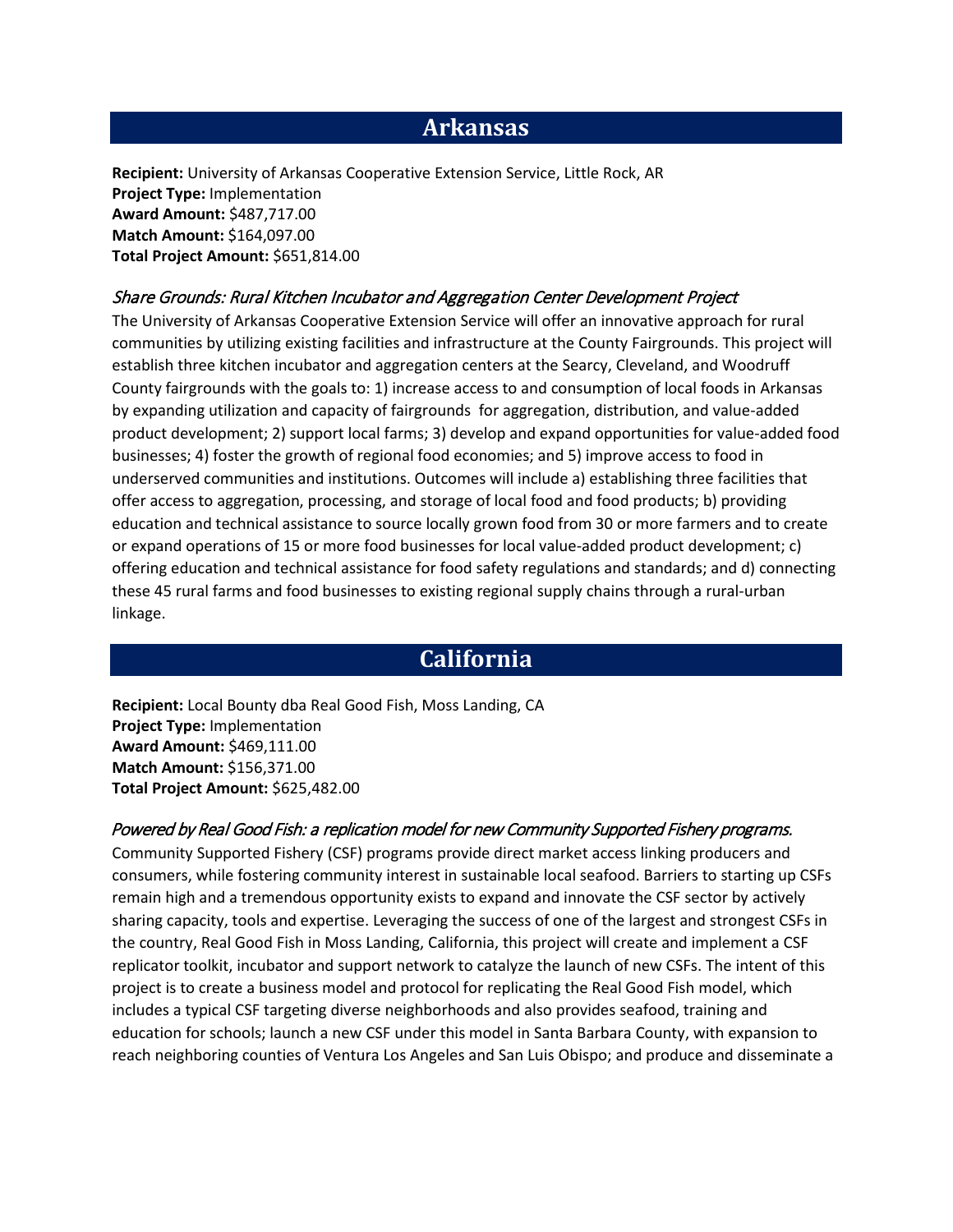## Arkansas

**Recipient:** University of Arkansas Cooperative Extension Service, Little Rock, AR
**Project Type:** Implementation
**Award Amount:** $487,717.00
**Match Amount:** $164,097.00
**Total Project Amount:** $651,814.00

### *Share Grounds: Rural Kitchen Incubator and Aggregation Center Development Project*

The University of Arkansas Cooperative Extension Service will offer an innovative approach for rural communities by utilizing existing facilities and infrastructure at the County Fairgrounds. This project will establish three kitchen incubator and aggregation centers at the Searcy, Cleveland, and Woodruff County fairgrounds with the goals to: 1) increase access to and consumption of local foods in Arkansas by expanding utilization and capacity of fairgrounds for aggregation, distribution, and value-added product development; 2) support local farms; 3) develop and expand opportunities for value-added food businesses; 4) foster the growth of regional food economies; and 5) improve access to food in underserved communities and institutions. Outcomes will include a) establishing three facilities that offer access to aggregation, processing, and storage of local food and food products; b) providing education and technical assistance to source locally grown food from 30 or more farmers and to create or expand operations of 15 or more food businesses for local value-added product development; c) offering education and technical assistance for food safety regulations and standards; and d) connecting these 45 rural farms and food businesses to existing regional supply chains through a rural-urban linkage.

## California

**Recipient:** Local Bounty dba Real Good Fish, Moss Landing, CA
**Project Type:** Implementation
**Award Amount:** $469,111.00
**Match Amount:** $156,371.00
**Total Project Amount:** $625,482.00

### *Powered by Real Good Fish: a replication model for new Community Supported Fishery programs.*

Community Supported Fishery (CSF) programs provide direct market access linking producers and consumers, while fostering community interest in sustainable local seafood. Barriers to starting up CSFs remain high and a tremendous opportunity exists to expand and innovate the CSF sector by actively sharing capacity, tools and expertise. Leveraging the success of one of the largest and strongest CSFs in the country, Real Good Fish in Moss Landing, California, this project will create and implement a CSF replicator toolkit, incubator and support network to catalyze the launch of new CSFs. The intent of this project is to create a business model and protocol for replicating the Real Good Fish model, which includes a typical CSF targeting diverse neighborhoods and also provides seafood, training and education for schools; launch a new CSF under this model in Santa Barbara County, with expansion to reach neighboring counties of Ventura Los Angeles and San Luis Obispo; and produce and disseminate a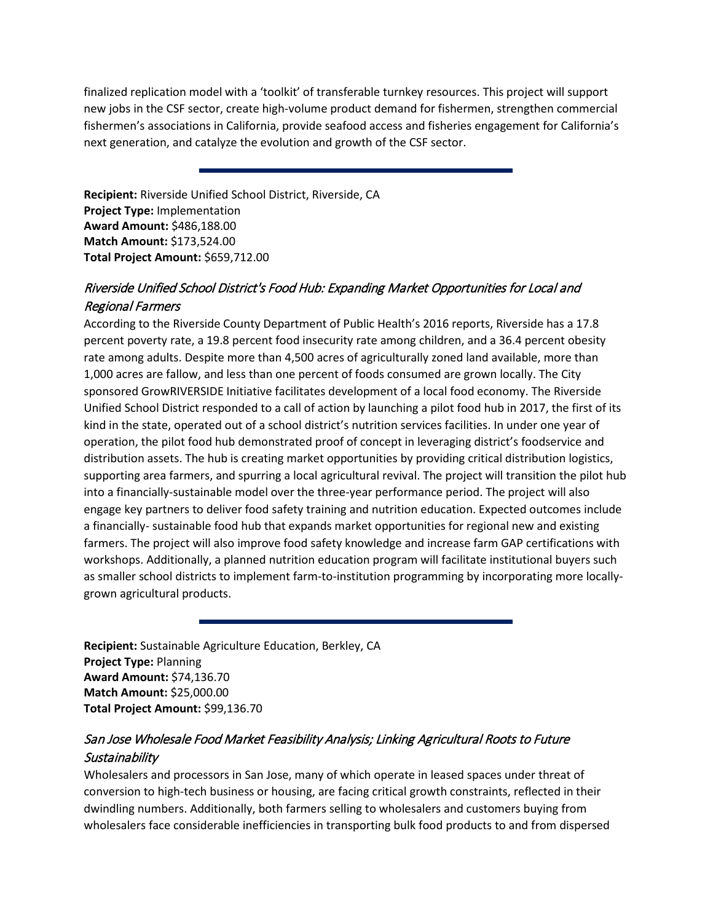finalized replication model with a 'toolkit' of transferable turnkey resources. This project will support new jobs in the CSF sector, create high-volume product demand for fishermen, strengthen commercial fishermen's associations in California, provide seafood access and fisheries engagement for California's next generation, and catalyze the evolution and growth of the CSF sector.

---

**Recipient:** Riverside Unified School District, Riverside, CA
**Project Type:** Implementation
**Award Amount:** $486,188.00
**Match Amount:** $173,524.00
**Total Project Amount:** $659,712.00

### *Riverside Unified School District's Food Hub: Expanding Market Opportunities for Local and Regional Farmers*

According to the Riverside County Department of Public Health's 2016 reports, Riverside has a 17.8 percent poverty rate, a 19.8 percent food insecurity rate among children, and a 36.4 percent obesity rate among adults. Despite more than 4,500 acres of agriculturally zoned land available, more than 1,000 acres are fallow, and less than one percent of foods consumed are grown locally. The City sponsored GrowRIVERSIDE Initiative facilitates development of a local food economy. The Riverside Unified School District responded to a call of action by launching a pilot food hub in 2017, the first of its kind in the state, operated out of a school district's nutrition services facilities. In under one year of operation, the pilot food hub demonstrated proof of concept in leveraging district's foodservice and distribution assets. The hub is creating market opportunities by providing critical distribution logistics, supporting area farmers, and spurring a local agricultural revival. The project will transition the pilot hub into a financially-sustainable model over the three-year performance period. The project will also engage key partners to deliver food safety training and nutrition education. Expected outcomes include a financially- sustainable food hub that expands market opportunities for regional new and existing farmers. The project will also improve food safety knowledge and increase farm GAP certifications with workshops. Additionally, a planned nutrition education program will facilitate institutional buyers such as smaller school districts to implement farm-to-institution programming by incorporating more locally-grown agricultural products.

---

**Recipient:** Sustainable Agriculture Education, Berkley, CA
**Project Type:** Planning
**Award Amount:** $74,136.70
**Match Amount:** $25,000.00
**Total Project Amount:** $99,136.70

### *San Jose Wholesale Food Market Feasibility Analysis; Linking Agricultural Roots to Future Sustainability*

Wholesalers and processors in San Jose, many of which operate in leased spaces under threat of conversion to high-tech business or housing, are facing critical growth constraints, reflected in their dwindling numbers. Additionally, both farmers selling to wholesalers and customers buying from wholesalers face considerable inefficiencies in transporting bulk food products to and from dispersed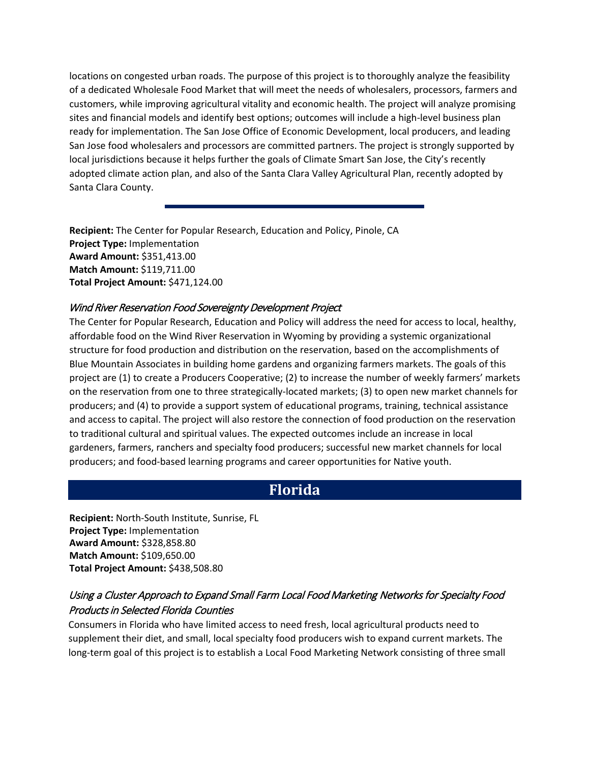locations on congested urban roads. The purpose of this project is to thoroughly analyze the feasibility of a dedicated Wholesale Food Market that will meet the needs of wholesalers, processors, farmers and customers, while improving agricultural vitality and economic health. The project will analyze promising sites and financial models and identify best options; outcomes will include a high-level business plan ready for implementation. The San Jose Office of Economic Development, local producers, and leading San Jose food wholesalers and processors are committed partners. The project is strongly supported by local jurisdictions because it helps further the goals of Climate Smart San Jose, the City's recently adopted climate action plan, and also of the Santa Clara Valley Agricultural Plan, recently adopted by Santa Clara County.

---

**Recipient:** The Center for Popular Research, Education and Policy, Pinole, CA
**Project Type:** Implementation
**Award Amount:** $351,413.00
**Match Amount:** $119,711.00
**Total Project Amount:** $471,124.00

### *Wind River Reservation Food Sovereignty Development Project*

The Center for Popular Research, Education and Policy will address the need for access to local, healthy, affordable food on the Wind River Reservation in Wyoming by providing a systemic organizational structure for food production and distribution on the reservation, based on the accomplishments of Blue Mountain Associates in building home gardens and organizing farmers markets. The goals of this project are (1) to create a Producers Cooperative; (2) to increase the number of weekly farmers' markets on the reservation from one to three strategically-located markets; (3) to open new market channels for producers; and (4) to provide a support system of educational programs, training, technical assistance and access to capital. The project will also restore the connection of food production on the reservation to traditional cultural and spiritual values. The expected outcomes include an increase in local gardeners, farmers, ranchers and specialty food producers; successful new market channels for local producers; and food-based learning programs and career opportunities for Native youth.

## Florida

**Recipient:** North-South Institute, Sunrise, FL
**Project Type:** Implementation
**Award Amount:** $328,858.80
**Match Amount:** $109,650.00
**Total Project Amount:** $438,508.80

### *Using a Cluster Approach to Expand Small Farm Local Food Marketing Networks for Specialty Food Products in Selected Florida Counties*

Consumers in Florida who have limited access to need fresh, local agricultural products need to supplement their diet, and small, local specialty food producers wish to expand current markets. The long-term goal of this project is to establish a Local Food Marketing Network consisting of three small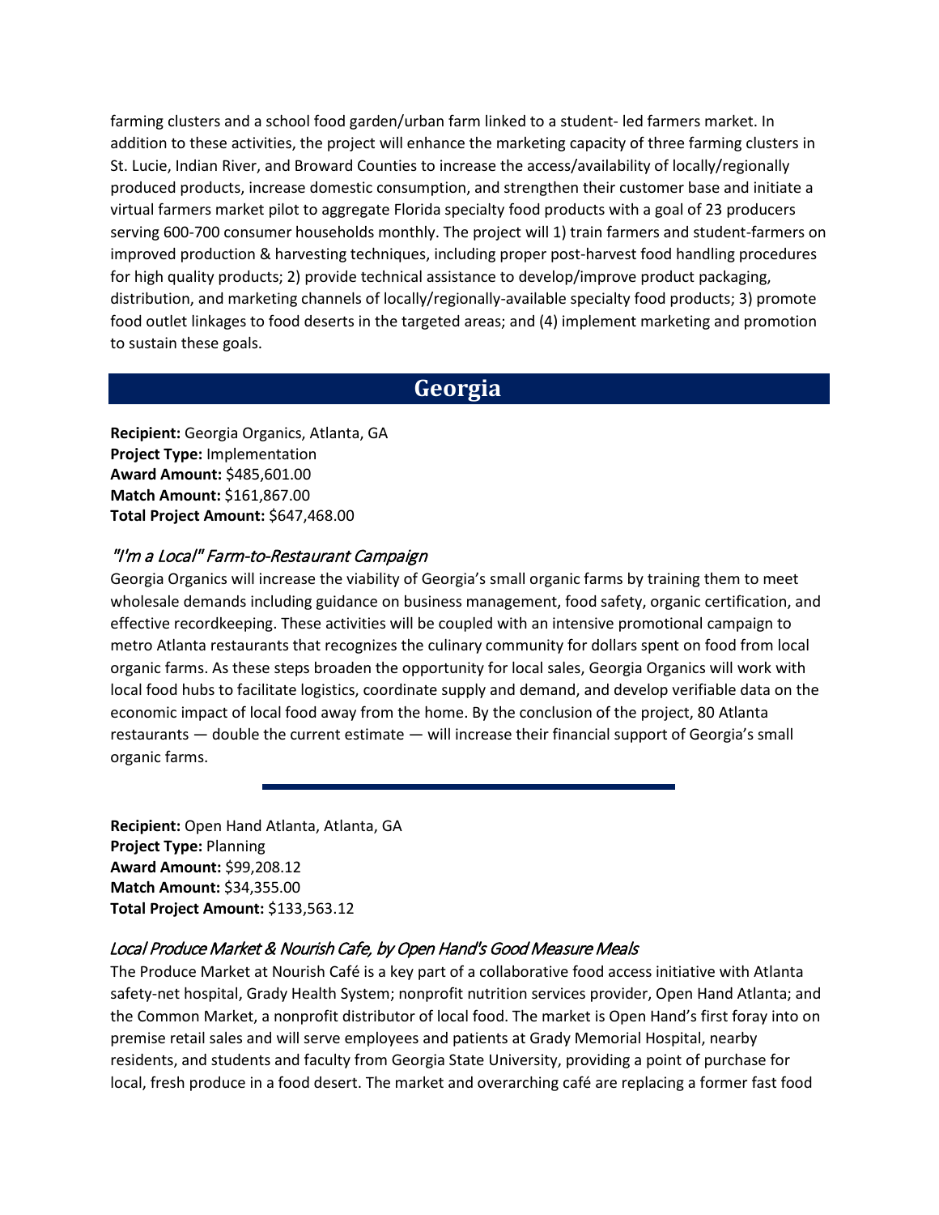farming clusters and a school food garden/urban farm linked to a student- led farmers market. In addition to these activities, the project will enhance the marketing capacity of three farming clusters in St. Lucie, Indian River, and Broward Counties to increase the access/availability of locally/regionally produced products, increase domestic consumption, and strengthen their customer base and initiate a virtual farmers market pilot to aggregate Florida specialty food products with a goal of 23 producers serving 600-700 consumer households monthly. The project will 1) train farmers and student-farmers on improved production & harvesting techniques, including proper post-harvest food handling procedures for high quality products; 2) provide technical assistance to develop/improve product packaging, distribution, and marketing channels of locally/regionally-available specialty food products; 3) promote food outlet linkages to food deserts in the targeted areas; and (4) implement marketing and promotion to sustain these goals.

## Georgia

**Recipient:** Georgia Organics, Atlanta, GA
**Project Type:** Implementation
**Award Amount:** $485,601.00
**Match Amount:** $161,867.00
**Total Project Amount:** $647,468.00

### *"I'm a Local" Farm-to-Restaurant Campaign*

Georgia Organics will increase the viability of Georgia's small organic farms by training them to meet wholesale demands including guidance on business management, food safety, organic certification, and effective recordkeeping. These activities will be coupled with an intensive promotional campaign to metro Atlanta restaurants that recognizes the culinary community for dollars spent on food from local organic farms. As these steps broaden the opportunity for local sales, Georgia Organics will work with local food hubs to facilitate logistics, coordinate supply and demand, and develop verifiable data on the economic impact of local food away from the home. By the conclusion of the project, 80 Atlanta restaurants — double the current estimate — will increase their financial support of Georgia's small organic farms.

---

**Recipient:** Open Hand Atlanta, Atlanta, GA
**Project Type:** Planning
**Award Amount:** $99,208.12
**Match Amount:** $34,355.00
**Total Project Amount:** $133,563.12

### *Local Produce Market & Nourish Cafe, by Open Hand's Good Measure Meals*

The Produce Market at Nourish Café is a key part of a collaborative food access initiative with Atlanta safety-net hospital, Grady Health System; nonprofit nutrition services provider, Open Hand Atlanta; and the Common Market, a nonprofit distributor of local food. The market is Open Hand's first foray into on premise retail sales and will serve employees and patients at Grady Memorial Hospital, nearby residents, and students and faculty from Georgia State University, providing a point of purchase for local, fresh produce in a food desert. The market and overarching café are replacing a former fast food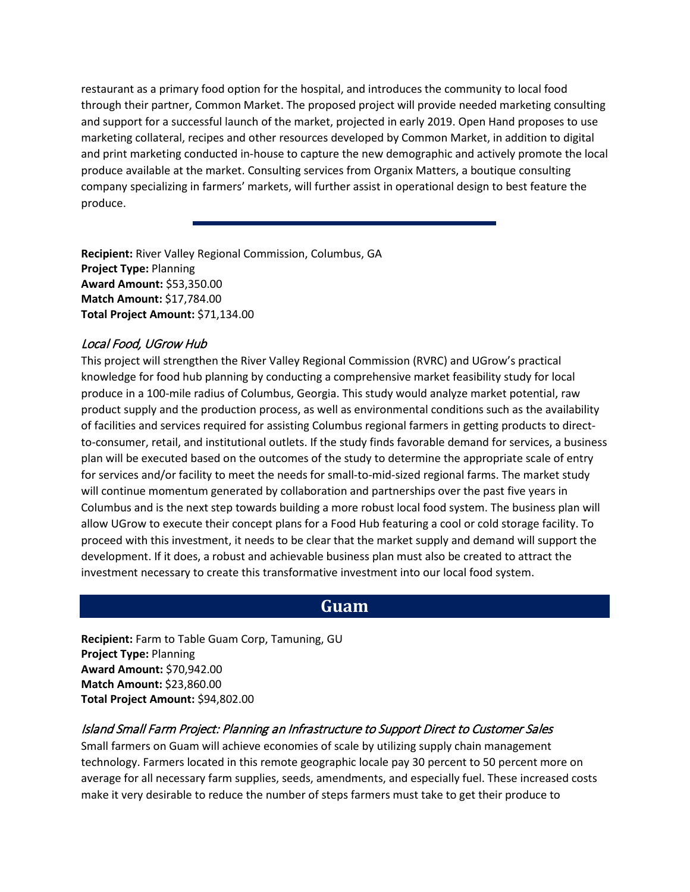restaurant as a primary food option for the hospital, and introduces the community to local food through their partner, Common Market. The proposed project will provide needed marketing consulting and support for a successful launch of the market, projected in early 2019. Open Hand proposes to use marketing collateral, recipes and other resources developed by Common Market, in addition to digital and print marketing conducted in-house to capture the new demographic and actively promote the local produce available at the market. Consulting services from Organix Matters, a boutique consulting company specializing in farmers' markets, will further assist in operational design to best feature the produce.

---

**Recipient:** River Valley Regional Commission, Columbus, GA
**Project Type:** Planning
**Award Amount:** $53,350.00
**Match Amount:** $17,784.00
**Total Project Amount:** $71,134.00

### *Local Food, UGrow Hub*

This project will strengthen the River Valley Regional Commission (RVRC) and UGrow's practical knowledge for food hub planning by conducting a comprehensive market feasibility study for local produce in a 100-mile radius of Columbus, Georgia. This study would analyze market potential, raw product supply and the production process, as well as environmental conditions such as the availability of facilities and services required for assisting Columbus regional farmers in getting products to direct-to-consumer, retail, and institutional outlets. If the study finds favorable demand for services, a business plan will be executed based on the outcomes of the study to determine the appropriate scale of entry for services and/or facility to meet the needs for small-to-mid-sized regional farms. The market study will continue momentum generated by collaboration and partnerships over the past five years in Columbus and is the next step towards building a more robust local food system. The business plan will allow UGrow to execute their concept plans for a Food Hub featuring a cool or cold storage facility. To proceed with this investment, it needs to be clear that the market supply and demand will support the development. If it does, a robust and achievable business plan must also be created to attract the investment necessary to create this transformative investment into our local food system.

## Guam

**Recipient:** Farm to Table Guam Corp, Tamuning, GU
**Project Type:** Planning
**Award Amount:** $70,942.00
**Match Amount:** $23,860.00
**Total Project Amount:** $94,802.00

### *Island Small Farm Project: Planning an Infrastructure to Support Direct to Customer Sales*

Small farmers on Guam will achieve economies of scale by utilizing supply chain management technology. Farmers located in this remote geographic locale pay 30 percent to 50 percent more on average for all necessary farm supplies, seeds, amendments, and especially fuel. These increased costs make it very desirable to reduce the number of steps farmers must take to get their produce to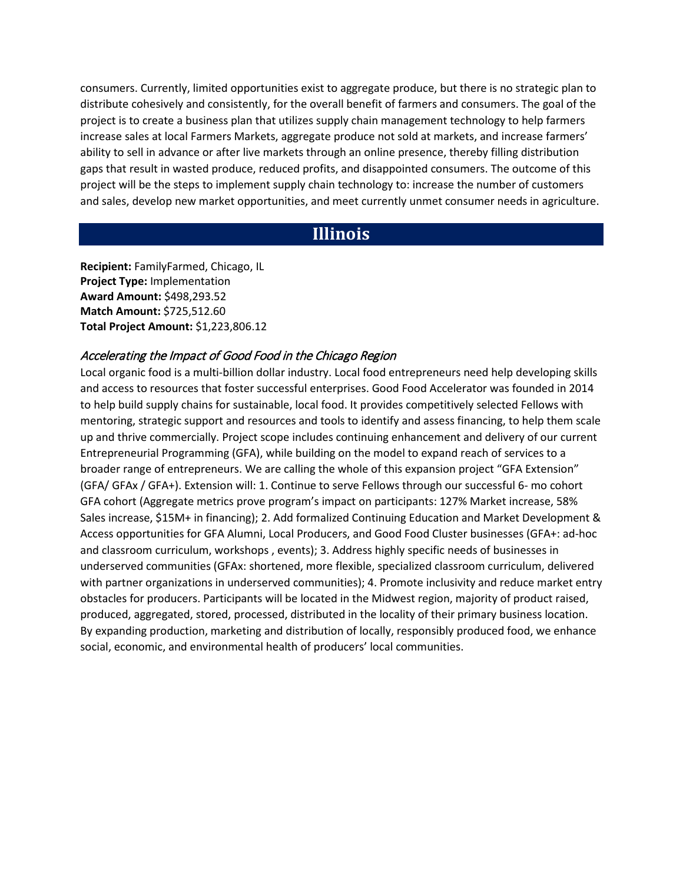consumers. Currently, limited opportunities exist to aggregate produce, but there is no strategic plan to distribute cohesively and consistently, for the overall benefit of farmers and consumers. The goal of the project is to create a business plan that utilizes supply chain management technology to help farmers increase sales at local Farmers Markets, aggregate produce not sold at markets, and increase farmers' ability to sell in advance or after live markets through an online presence, thereby filling distribution gaps that result in wasted produce, reduced profits, and disappointed consumers. The outcome of this project will be the steps to implement supply chain technology to: increase the number of customers and sales, develop new market opportunities, and meet currently unmet consumer needs in agriculture.

## Illinois

**Recipient:** FamilyFarmed, Chicago, IL
**Project Type:** Implementation
**Award Amount:** $498,293.52
**Match Amount:** $725,512.60
**Total Project Amount:** $1,223,806.12

### *Accelerating the Impact of Good Food in the Chicago Region*

Local organic food is a multi-billion dollar industry. Local food entrepreneurs need help developing skills and access to resources that foster successful enterprises. Good Food Accelerator was founded in 2014 to help build supply chains for sustainable, local food. It provides competitively selected Fellows with mentoring, strategic support and resources and tools to identify and assess financing, to help them scale up and thrive commercially. Project scope includes continuing enhancement and delivery of our current Entrepreneurial Programming (GFA), while building on the model to expand reach of services to a broader range of entrepreneurs. We are calling the whole of this expansion project "GFA Extension" (GFA/ GFAx / GFA+). Extension will: 1. Continue to serve Fellows through our successful 6- mo cohort GFA cohort (Aggregate metrics prove program's impact on participants: 127% Market increase, 58% Sales increase, $15M+ in financing); 2. Add formalized Continuing Education and Market Development & Access opportunities for GFA Alumni, Local Producers, and Good Food Cluster businesses (GFA+: ad-hoc and classroom curriculum, workshops , events); 3. Address highly specific needs of businesses in underserved communities (GFAx: shortened, more flexible, specialized classroom curriculum, delivered with partner organizations in underserved communities); 4. Promote inclusivity and reduce market entry obstacles for producers. Participants will be located in the Midwest region, majority of product raised, produced, aggregated, stored, processed, distributed in the locality of their primary business location. By expanding production, marketing and distribution of locally, responsibly produced food, we enhance social, economic, and environmental health of producers' local communities.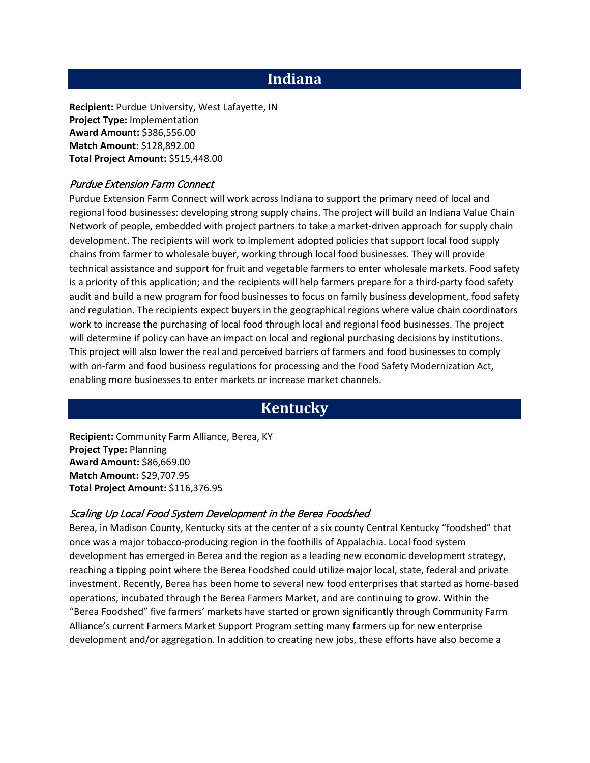## Indiana

**Recipient:** Purdue University, West Lafayette, IN
**Project Type:** Implementation
**Award Amount:** $386,556.00
**Match Amount:** $128,892.00
**Total Project Amount:** $515,448.00

### *Purdue Extension Farm Connect*

Purdue Extension Farm Connect will work across Indiana to support the primary need of local and regional food businesses: developing strong supply chains. The project will build an Indiana Value Chain Network of people, embedded with project partners to take a market-driven approach for supply chain development. The recipients will work to implement adopted policies that support local food supply chains from farmer to wholesale buyer, working through local food businesses. They will provide technical assistance and support for fruit and vegetable farmers to enter wholesale markets. Food safety is a priority of this application; and the recipients will help farmers prepare for a third-party food safety audit and build a new program for food businesses to focus on family business development, food safety and regulation. The recipients expect buyers in the geographical regions where value chain coordinators work to increase the purchasing of local food through local and regional food businesses. The project will determine if policy can have an impact on local and regional purchasing decisions by institutions. This project will also lower the real and perceived barriers of farmers and food businesses to comply with on-farm and food business regulations for processing and the Food Safety Modernization Act, enabling more businesses to enter markets or increase market channels.

## Kentucky

**Recipient:** Community Farm Alliance, Berea, KY
**Project Type:** Planning
**Award Amount:** $86,669.00
**Match Amount:** $29,707.95
**Total Project Amount:** $116,376.95

### *Scaling Up Local Food System Development in the Berea Foodshed*

Berea, in Madison County, Kentucky sits at the center of a six county Central Kentucky "foodshed" that once was a major tobacco-producing region in the foothills of Appalachia. Local food system development has emerged in Berea and the region as a leading new economic development strategy, reaching a tipping point where the Berea Foodshed could utilize major local, state, federal and private investment. Recently, Berea has been home to several new food enterprises that started as home-based operations, incubated through the Berea Farmers Market, and are continuing to grow. Within the "Berea Foodshed" five farmers' markets have started or grown significantly through Community Farm Alliance's current Farmers Market Support Program setting many farmers up for new enterprise development and/or aggregation. In addition to creating new jobs, these efforts have also become a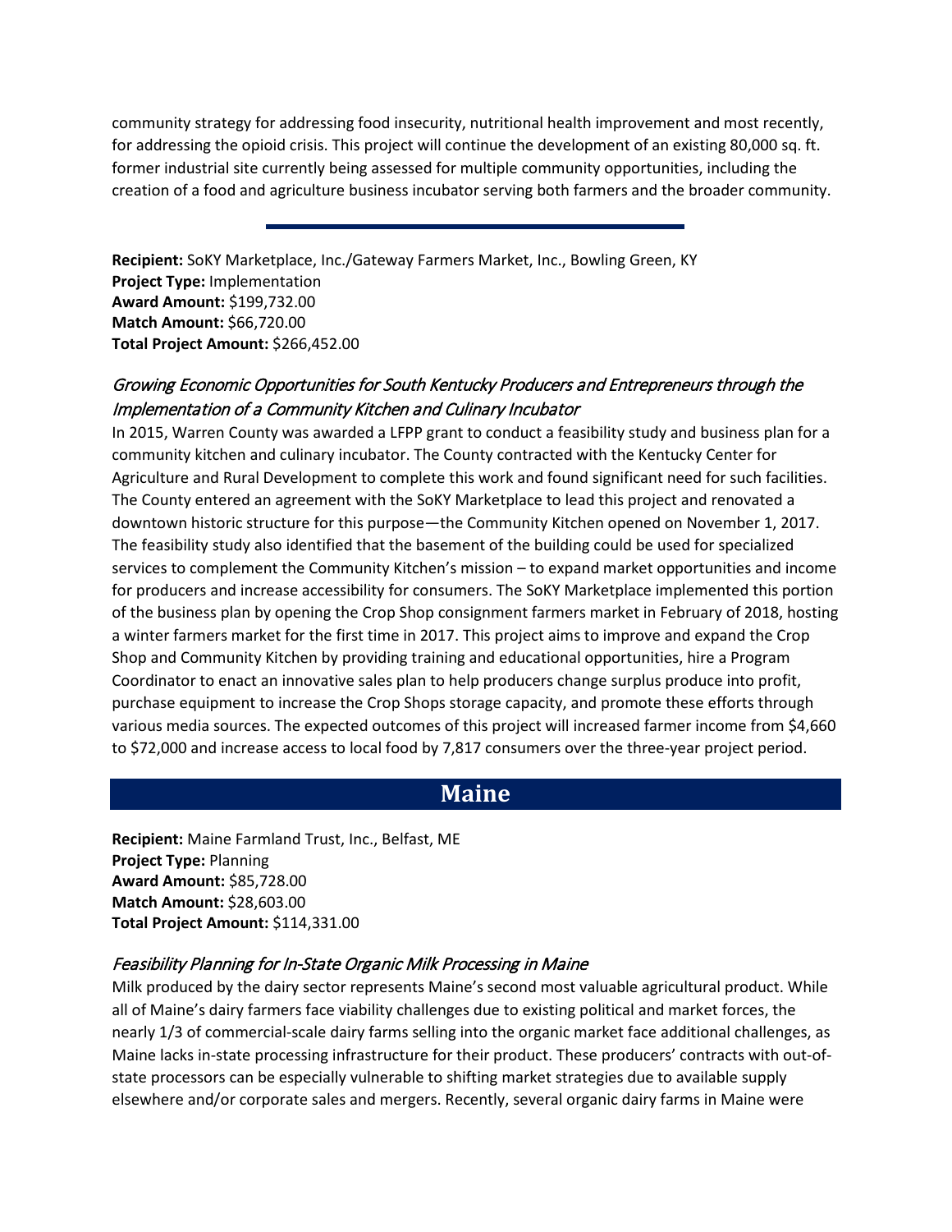community strategy for addressing food insecurity, nutritional health improvement and most recently, for addressing the opioid crisis. This project will continue the development of an existing 80,000 sq. ft. former industrial site currently being assessed for multiple community opportunities, including the creation of a food and agriculture business incubator serving both farmers and the broader community.

---

**Recipient:** SoKY Marketplace, Inc./Gateway Farmers Market, Inc., Bowling Green, KY
**Project Type:** Implementation
**Award Amount:** $199,732.00
**Match Amount:** $66,720.00
**Total Project Amount:** $266,452.00

### *Growing Economic Opportunities for South Kentucky Producers and Entrepreneurs through the Implementation of a Community Kitchen and Culinary Incubator*

In 2015, Warren County was awarded a LFPP grant to conduct a feasibility study and business plan for a community kitchen and culinary incubator. The County contracted with the Kentucky Center for Agriculture and Rural Development to complete this work and found significant need for such facilities. The County entered an agreement with the SoKY Marketplace to lead this project and renovated a downtown historic structure for this purpose—the Community Kitchen opened on November 1, 2017. The feasibility study also identified that the basement of the building could be used for specialized services to complement the Community Kitchen's mission – to expand market opportunities and income for producers and increase accessibility for consumers. The SoKY Marketplace implemented this portion of the business plan by opening the Crop Shop consignment farmers market in February of 2018, hosting a winter farmers market for the first time in 2017. This project aims to improve and expand the Crop Shop and Community Kitchen by providing training and educational opportunities, hire a Program Coordinator to enact an innovative sales plan to help producers change surplus produce into profit, purchase equipment to increase the Crop Shops storage capacity, and promote these efforts through various media sources. The expected outcomes of this project will increased farmer income from $4,660 to $72,000 and increase access to local food by 7,817 consumers over the three-year project period.

## Maine

**Recipient:** Maine Farmland Trust, Inc., Belfast, ME
**Project Type:** Planning
**Award Amount:** $85,728.00
**Match Amount:** $28,603.00
**Total Project Amount:** $114,331.00

### *Feasibility Planning for In-State Organic Milk Processing in Maine*

Milk produced by the dairy sector represents Maine's second most valuable agricultural product. While all of Maine's dairy farmers face viability challenges due to existing political and market forces, the nearly 1/3 of commercial-scale dairy farms selling into the organic market face additional challenges, as Maine lacks in-state processing infrastructure for their product. These producers' contracts with out-of-state processors can be especially vulnerable to shifting market strategies due to available supply elsewhere and/or corporate sales and mergers. Recently, several organic dairy farms in Maine were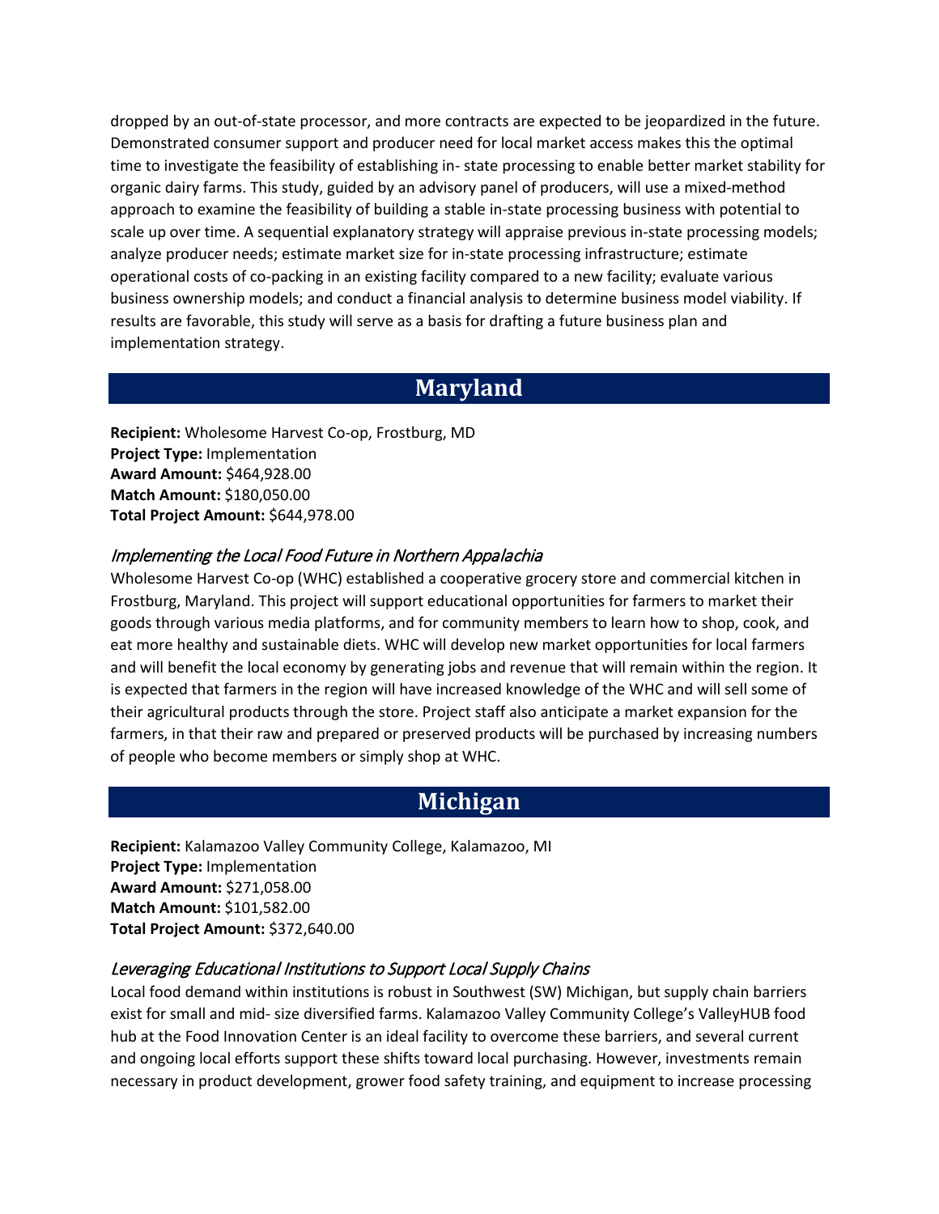dropped by an out-of-state processor, and more contracts are expected to be jeopardized in the future. Demonstrated consumer support and producer need for local market access makes this the optimal time to investigate the feasibility of establishing in- state processing to enable better market stability for organic dairy farms. This study, guided by an advisory panel of producers, will use a mixed-method approach to examine the feasibility of building a stable in-state processing business with potential to scale up over time. A sequential explanatory strategy will appraise previous in-state processing models; analyze producer needs; estimate market size for in-state processing infrastructure; estimate operational costs of co-packing in an existing facility compared to a new facility; evaluate various business ownership models; and conduct a financial analysis to determine business model viability. If results are favorable, this study will serve as a basis for drafting a future business plan and implementation strategy.

## Maryland

**Recipient:** Wholesome Harvest Co-op, Frostburg, MD
**Project Type:** Implementation
**Award Amount:** $464,928.00
**Match Amount:** $180,050.00
**Total Project Amount:** $644,978.00

### *Implementing the Local Food Future in Northern Appalachia*

Wholesome Harvest Co-op (WHC) established a cooperative grocery store and commercial kitchen in Frostburg, Maryland. This project will support educational opportunities for farmers to market their goods through various media platforms, and for community members to learn how to shop, cook, and eat more healthy and sustainable diets. WHC will develop new market opportunities for local farmers and will benefit the local economy by generating jobs and revenue that will remain within the region. It is expected that farmers in the region will have increased knowledge of the WHC and will sell some of their agricultural products through the store. Project staff also anticipate a market expansion for the farmers, in that their raw and prepared or preserved products will be purchased by increasing numbers of people who become members or simply shop at WHC.

## Michigan

**Recipient:** Kalamazoo Valley Community College, Kalamazoo, MI
**Project Type:** Implementation
**Award Amount:** $271,058.00
**Match Amount:** $101,582.00
**Total Project Amount:** $372,640.00

### *Leveraging Educational Institutions to Support Local Supply Chains*

Local food demand within institutions is robust in Southwest (SW) Michigan, but supply chain barriers exist for small and mid- size diversified farms. Kalamazoo Valley Community College's ValleyHUB food hub at the Food Innovation Center is an ideal facility to overcome these barriers, and several current and ongoing local efforts support these shifts toward local purchasing. However, investments remain necessary in product development, grower food safety training, and equipment to increase processing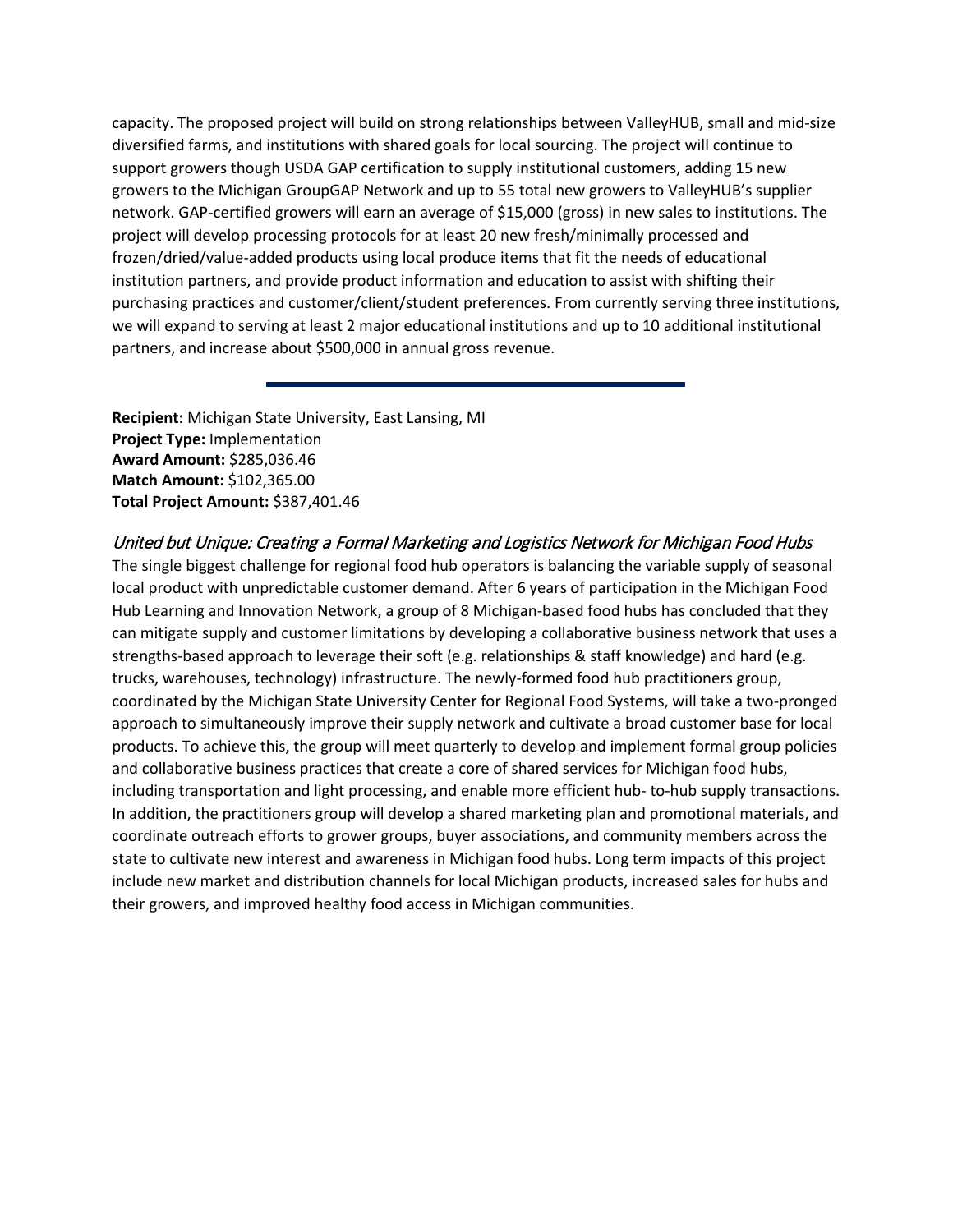capacity. The proposed project will build on strong relationships between ValleyHUB, small and mid-size diversified farms, and institutions with shared goals for local sourcing. The project will continue to support growers though USDA GAP certification to supply institutional customers, adding 15 new growers to the Michigan GroupGAP Network and up to 55 total new growers to ValleyHUB's supplier network. GAP-certified growers will earn an average of $15,000 (gross) in new sales to institutions. The project will develop processing protocols for at least 20 new fresh/minimally processed and frozen/dried/value-added products using local produce items that fit the needs of educational institution partners, and provide product information and education to assist with shifting their purchasing practices and customer/client/student preferences. From currently serving three institutions, we will expand to serving at least 2 major educational institutions and up to 10 additional institutional partners, and increase about $500,000 in annual gross revenue.

---

**Recipient:** Michigan State University, East Lansing, MI
**Project Type:** Implementation
**Award Amount:** $285,036.46
**Match Amount:** $102,365.00
**Total Project Amount:** $387,401.46

## *United but Unique: Creating a Formal Marketing and Logistics Network for Michigan Food Hubs*

The single biggest challenge for regional food hub operators is balancing the variable supply of seasonal local product with unpredictable customer demand. After 6 years of participation in the Michigan Food Hub Learning and Innovation Network, a group of 8 Michigan-based food hubs has concluded that they can mitigate supply and customer limitations by developing a collaborative business network that uses a strengths-based approach to leverage their soft (e.g. relationships & staff knowledge) and hard (e.g. trucks, warehouses, technology) infrastructure. The newly-formed food hub practitioners group, coordinated by the Michigan State University Center for Regional Food Systems, will take a two-pronged approach to simultaneously improve their supply network and cultivate a broad customer base for local products. To achieve this, the group will meet quarterly to develop and implement formal group policies and collaborative business practices that create a core of shared services for Michigan food hubs, including transportation and light processing, and enable more efficient hub- to-hub supply transactions. In addition, the practitioners group will develop a shared marketing plan and promotional materials, and coordinate outreach efforts to grower groups, buyer associations, and community members across the state to cultivate new interest and awareness in Michigan food hubs. Long term impacts of this project include new market and distribution channels for local Michigan products, increased sales for hubs and their growers, and improved healthy food access in Michigan communities.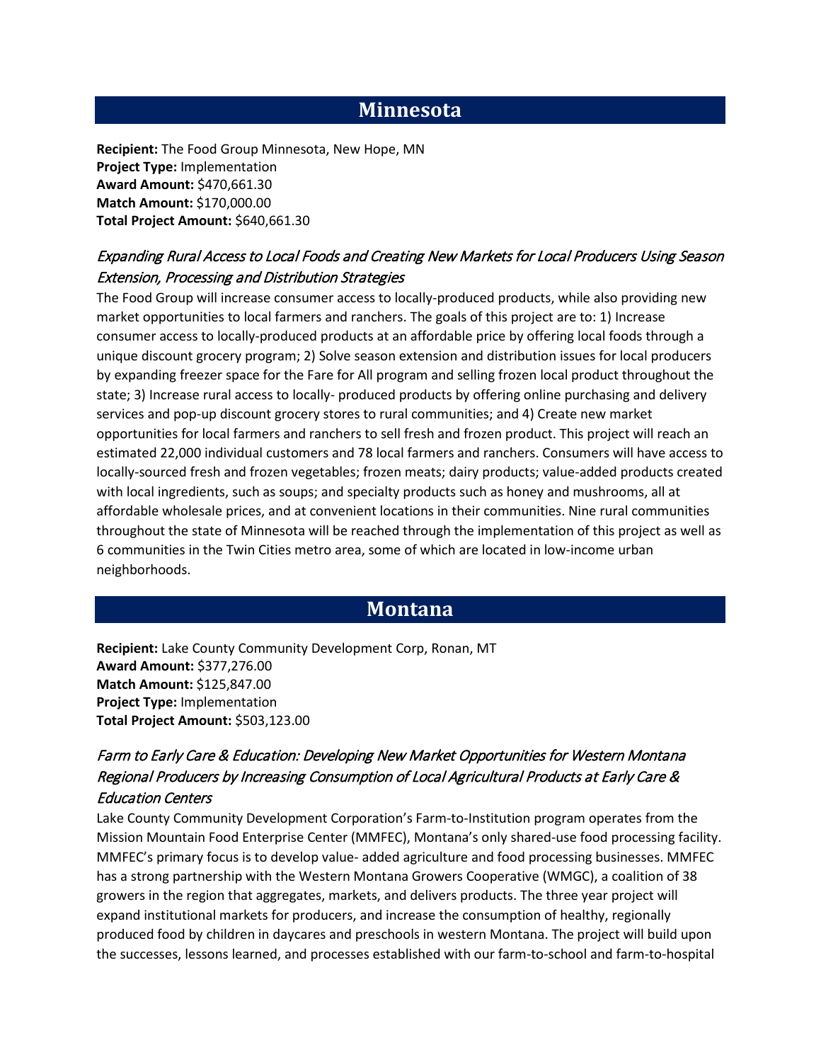## Minnesota

**Recipient:** The Food Group Minnesota, New Hope, MN
**Project Type:** Implementation
**Award Amount:** $470,661.30
**Match Amount:** $170,000.00
**Total Project Amount:** $640,661.30

### *Expanding Rural Access to Local Foods and Creating New Markets for Local Producers Using Season Extension, Processing and Distribution Strategies*

The Food Group will increase consumer access to locally-produced products, while also providing new market opportunities to local farmers and ranchers. The goals of this project are to: 1) Increase consumer access to locally-produced products at an affordable price by offering local foods through a unique discount grocery program; 2) Solve season extension and distribution issues for local producers by expanding freezer space for the Fare for All program and selling frozen local product throughout the state; 3) Increase rural access to locally- produced products by offering online purchasing and delivery services and pop-up discount grocery stores to rural communities; and 4) Create new market opportunities for local farmers and ranchers to sell fresh and frozen product. This project will reach an estimated 22,000 individual customers and 78 local farmers and ranchers. Consumers will have access to locally-sourced fresh and frozen vegetables; frozen meats; dairy products; value-added products created with local ingredients, such as soups; and specialty products such as honey and mushrooms, all at affordable wholesale prices, and at convenient locations in their communities. Nine rural communities throughout the state of Minnesota will be reached through the implementation of this project as well as 6 communities in the Twin Cities metro area, some of which are located in low-income urban neighborhoods.

## Montana

**Recipient:** Lake County Community Development Corp, Ronan, MT
**Award Amount:** $377,276.00
**Match Amount:** $125,847.00
**Project Type:** Implementation
**Total Project Amount:** $503,123.00

### *Farm to Early Care & Education: Developing New Market Opportunities for Western Montana Regional Producers by Increasing Consumption of Local Agricultural Products at Early Care & Education Centers*

Lake County Community Development Corporation's Farm-to-Institution program operates from the Mission Mountain Food Enterprise Center (MMFEC), Montana's only shared-use food processing facility. MMFEC's primary focus is to develop value- added agriculture and food processing businesses. MMFEC has a strong partnership with the Western Montana Growers Cooperative (WMGC), a coalition of 38 growers in the region that aggregates, markets, and delivers products. The three year project will expand institutional markets for producers, and increase the consumption of healthy, regionally produced food by children in daycares and preschools in western Montana. The project will build upon the successes, lessons learned, and processes established with our farm-to-school and farm-to-hospital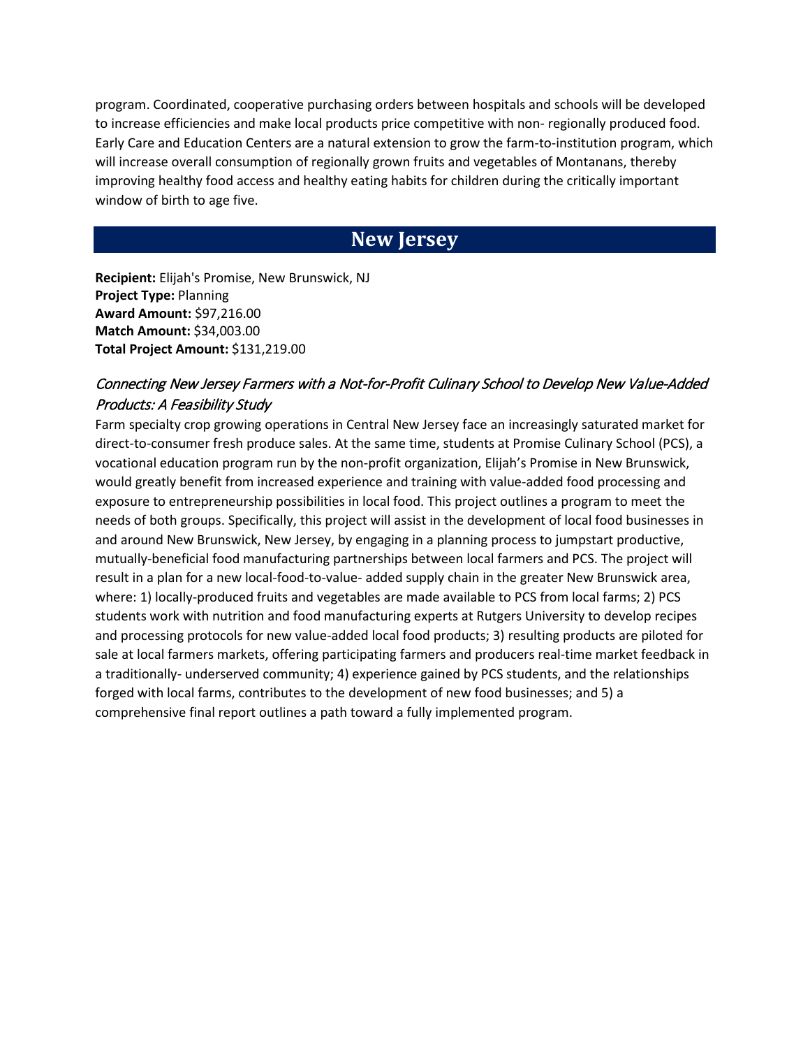program. Coordinated, cooperative purchasing orders between hospitals and schools will be developed to increase efficiencies and make local products price competitive with non- regionally produced food. Early Care and Education Centers are a natural extension to grow the farm-to-institution program, which will increase overall consumption of regionally grown fruits and vegetables of Montanans, thereby improving healthy food access and healthy eating habits for children during the critically important window of birth to age five.

## New Jersey

**Recipient:** Elijah's Promise, New Brunswick, NJ
**Project Type:** Planning
**Award Amount:** $97,216.00
**Match Amount:** $34,003.00
**Total Project Amount:** $131,219.00

### *Connecting New Jersey Farmers with a Not-for-Profit Culinary School to Develop New Value-Added Products: A Feasibility Study*

Farm specialty crop growing operations in Central New Jersey face an increasingly saturated market for direct-to-consumer fresh produce sales. At the same time, students at Promise Culinary School (PCS), a vocational education program run by the non-profit organization, Elijah's Promise in New Brunswick, would greatly benefit from increased experience and training with value-added food processing and exposure to entrepreneurship possibilities in local food. This project outlines a program to meet the needs of both groups. Specifically, this project will assist in the development of local food businesses in and around New Brunswick, New Jersey, by engaging in a planning process to jumpstart productive, mutually-beneficial food manufacturing partnerships between local farmers and PCS. The project will result in a plan for a new local-food-to-value- added supply chain in the greater New Brunswick area, where: 1) locally-produced fruits and vegetables are made available to PCS from local farms; 2) PCS students work with nutrition and food manufacturing experts at Rutgers University to develop recipes and processing protocols for new value-added local food products; 3) resulting products are piloted for sale at local farmers markets, offering participating farmers and producers real-time market feedback in a traditionally- underserved community; 4) experience gained by PCS students, and the relationships forged with local farms, contributes to the development of new food businesses; and 5) a comprehensive final report outlines a path toward a fully implemented program.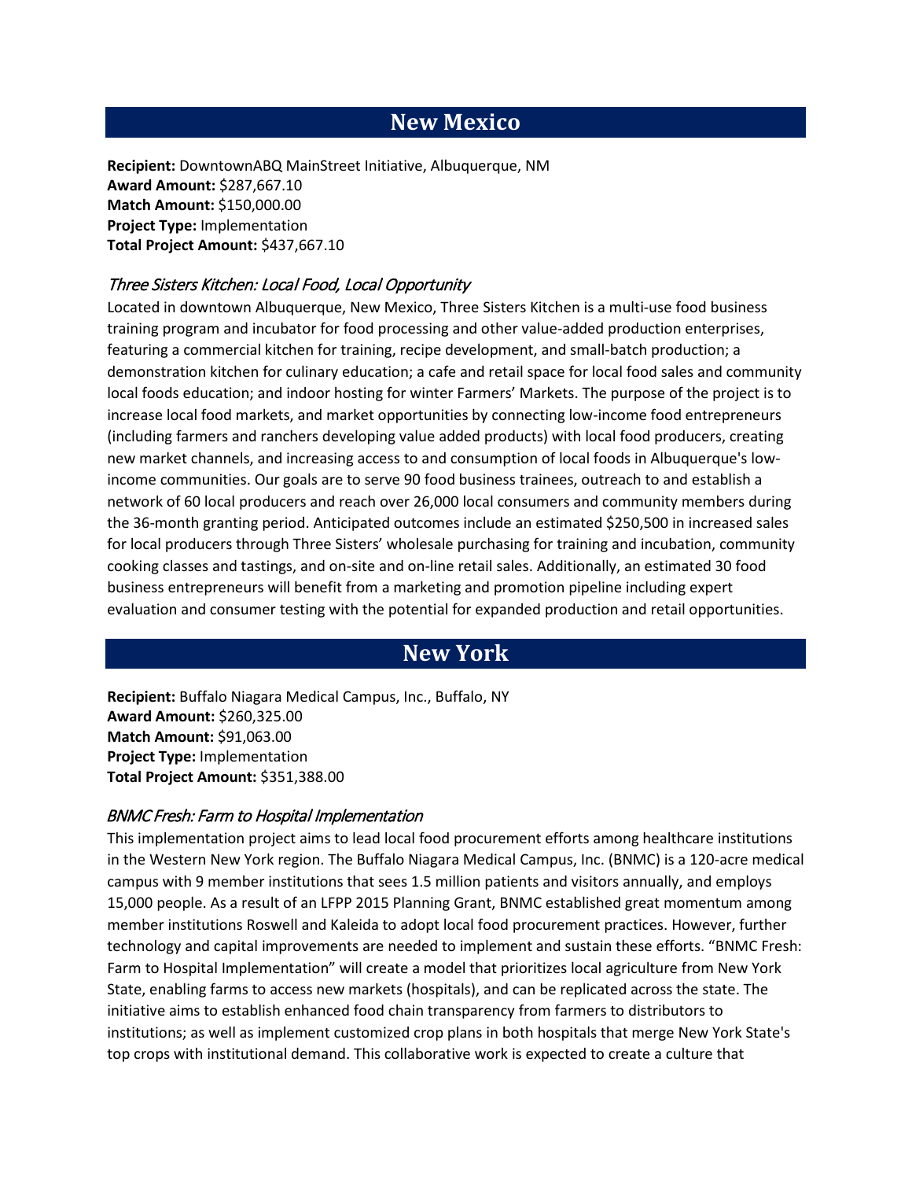## New Mexico

**Recipient:** DowntownABQ MainStreet Initiative, Albuquerque, NM
**Award Amount:** $287,667.10
**Match Amount:** $150,000.00
**Project Type:** Implementation
**Total Project Amount:** $437,667.10

### *Three Sisters Kitchen: Local Food, Local Opportunity*

Located in downtown Albuquerque, New Mexico, Three Sisters Kitchen is a multi-use food business training program and incubator for food processing and other value-added production enterprises, featuring a commercial kitchen for training, recipe development, and small-batch production; a demonstration kitchen for culinary education; a cafe and retail space for local food sales and community local foods education; and indoor hosting for winter Farmers' Markets. The purpose of the project is to increase local food markets, and market opportunities by connecting low-income food entrepreneurs (including farmers and ranchers developing value added products) with local food producers, creating new market channels, and increasing access to and consumption of local foods in Albuquerque's low-income communities. Our goals are to serve 90 food business trainees, outreach to and establish a network of 60 local producers and reach over 26,000 local consumers and community members during the 36-month granting period. Anticipated outcomes include an estimated $250,500 in increased sales for local producers through Three Sisters' wholesale purchasing for training and incubation, community cooking classes and tastings, and on-site and on-line retail sales. Additionally, an estimated 30 food business entrepreneurs will benefit from a marketing and promotion pipeline including expert evaluation and consumer testing with the potential for expanded production and retail opportunities.

## New York

**Recipient:** Buffalo Niagara Medical Campus, Inc., Buffalo, NY
**Award Amount:** $260,325.00
**Match Amount:** $91,063.00
**Project Type:** Implementation
**Total Project Amount:** $351,388.00

### *BNMC Fresh: Farm to Hospital Implementation*

This implementation project aims to lead local food procurement efforts among healthcare institutions in the Western New York region. The Buffalo Niagara Medical Campus, Inc. (BNMC) is a 120-acre medical campus with 9 member institutions that sees 1.5 million patients and visitors annually, and employs 15,000 people. As a result of an LFPP 2015 Planning Grant, BNMC established great momentum among member institutions Roswell and Kaleida to adopt local food procurement practices. However, further technology and capital improvements are needed to implement and sustain these efforts. "BNMC Fresh: Farm to Hospital Implementation" will create a model that prioritizes local agriculture from New York State, enabling farms to access new markets (hospitals), and can be replicated across the state. The initiative aims to establish enhanced food chain transparency from farmers to distributors to institutions; as well as implement customized crop plans in both hospitals that merge New York State's top crops with institutional demand. This collaborative work is expected to create a culture that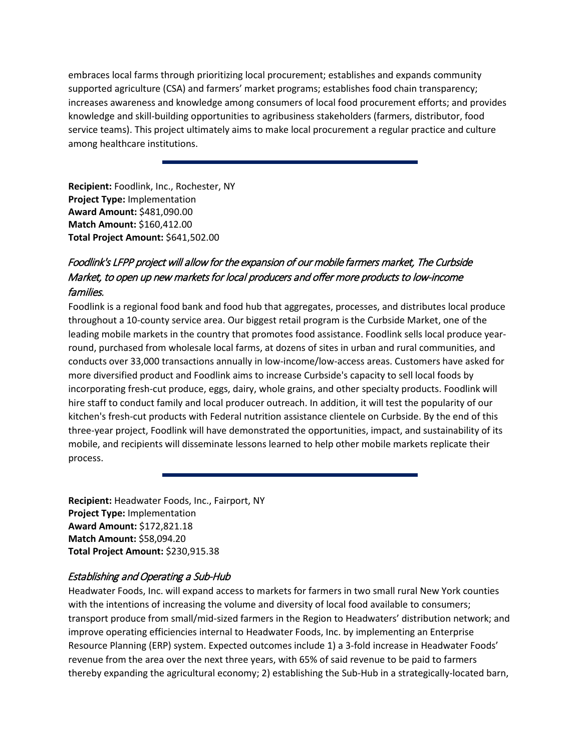embraces local farms through prioritizing local procurement; establishes and expands community supported agriculture (CSA) and farmers' market programs; establishes food chain transparency; increases awareness and knowledge among consumers of local food procurement efforts; and provides knowledge and skill-building opportunities to agribusiness stakeholders (farmers, distributor, food service teams). This project ultimately aims to make local procurement a regular practice and culture among healthcare institutions.

---

**Recipient:** Foodlink, Inc., Rochester, NY
**Project Type:** Implementation
**Award Amount:** $481,090.00
**Match Amount:** $160,412.00
**Total Project Amount:** $641,502.00

### *Foodlink's LFPP project will allow for the expansion of our mobile farmers market, The Curbside Market, to open up new markets for local producers and offer more products to low-income families.*

Foodlink is a regional food bank and food hub that aggregates, processes, and distributes local produce throughout a 10-county service area. Our biggest retail program is the Curbside Market, one of the leading mobile markets in the country that promotes food assistance. Foodlink sells local produce year-round, purchased from wholesale local farms, at dozens of sites in urban and rural communities, and conducts over 33,000 transactions annually in low-income/low-access areas. Customers have asked for more diversified product and Foodlink aims to increase Curbside's capacity to sell local foods by incorporating fresh-cut produce, eggs, dairy, whole grains, and other specialty products. Foodlink will hire staff to conduct family and local producer outreach. In addition, it will test the popularity of our kitchen's fresh-cut products with Federal nutrition assistance clientele on Curbside. By the end of this three-year project, Foodlink will have demonstrated the opportunities, impact, and sustainability of its mobile, and recipients will disseminate lessons learned to help other mobile markets replicate their process.

---

**Recipient:** Headwater Foods, Inc., Fairport, NY
**Project Type:** Implementation
**Award Amount:** $172,821.18
**Match Amount:** $58,094.20
**Total Project Amount:** $230,915.38

### *Establishing and Operating a Sub-Hub*

Headwater Foods, Inc. will expand access to markets for farmers in two small rural New York counties with the intentions of increasing the volume and diversity of local food available to consumers; transport produce from small/mid-sized farmers in the Region to Headwaters' distribution network; and improve operating efficiencies internal to Headwater Foods, Inc. by implementing an Enterprise Resource Planning (ERP) system. Expected outcomes include 1) a 3-fold increase in Headwater Foods' revenue from the area over the next three years, with 65% of said revenue to be paid to farmers thereby expanding the agricultural economy; 2) establishing the Sub-Hub in a strategically-located barn,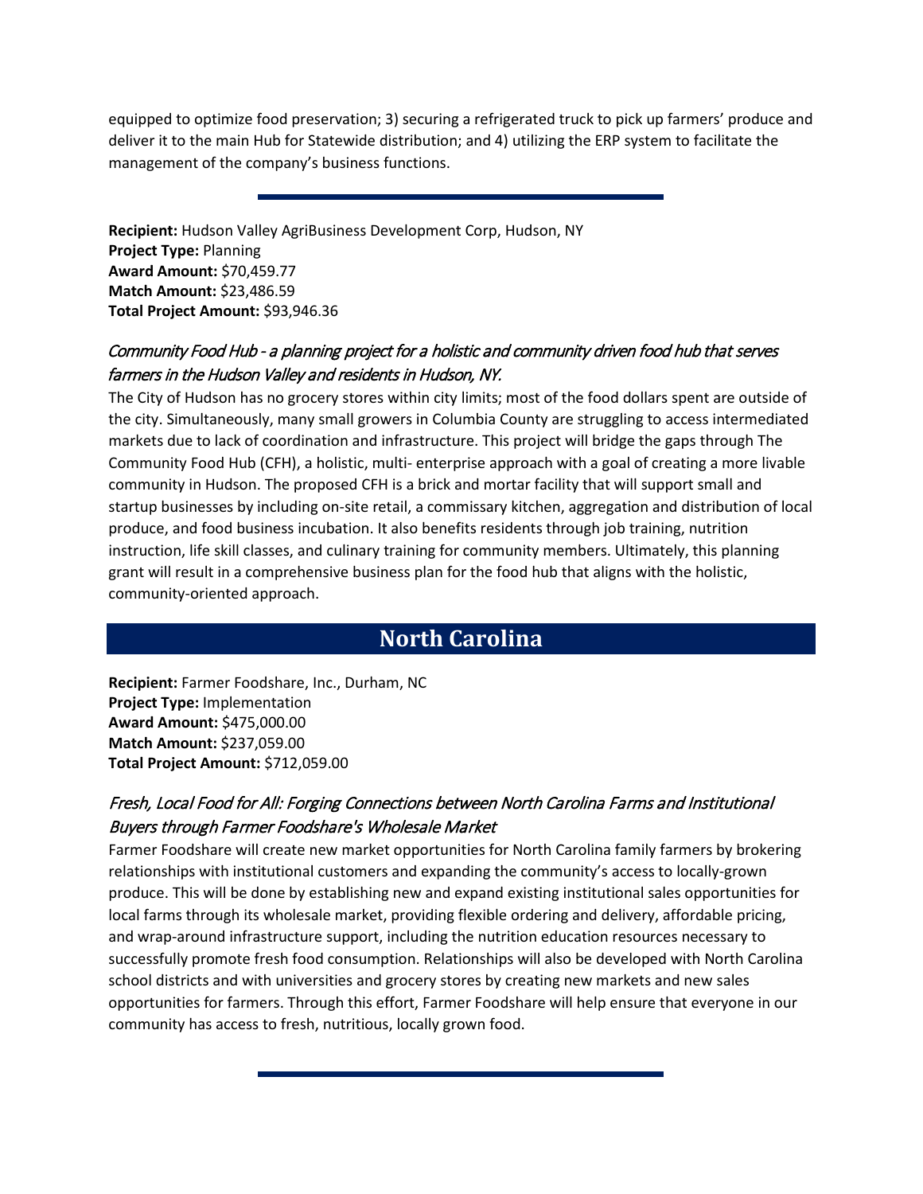equipped to optimize food preservation; 3) securing a refrigerated truck to pick up farmers' produce and deliver it to the main Hub for Statewide distribution; and 4) utilizing the ERP system to facilitate the management of the company's business functions.

---

**Recipient:** Hudson Valley AgriBusiness Development Corp, Hudson, NY
**Project Type:** Planning
**Award Amount:** $70,459.77
**Match Amount:** $23,486.59
**Total Project Amount:** $93,946.36

### *Community Food Hub - a planning project for a holistic and community driven food hub that serves farmers in the Hudson Valley and residents in Hudson, NY.*

The City of Hudson has no grocery stores within city limits; most of the food dollars spent are outside of the city. Simultaneously, many small growers in Columbia County are struggling to access intermediated markets due to lack of coordination and infrastructure. This project will bridge the gaps through The Community Food Hub (CFH), a holistic, multi- enterprise approach with a goal of creating a more livable community in Hudson. The proposed CFH is a brick and mortar facility that will support small and startup businesses by including on-site retail, a commissary kitchen, aggregation and distribution of local produce, and food business incubation. It also benefits residents through job training, nutrition instruction, life skill classes, and culinary training for community members. Ultimately, this planning grant will result in a comprehensive business plan for the food hub that aligns with the holistic, community-oriented approach.

## North Carolina

**Recipient:** Farmer Foodshare, Inc., Durham, NC
**Project Type:** Implementation
**Award Amount:** $475,000.00
**Match Amount:** $237,059.00
**Total Project Amount:** $712,059.00

### *Fresh, Local Food for All: Forging Connections between North Carolina Farms and Institutional Buyers through Farmer Foodshare's Wholesale Market*

Farmer Foodshare will create new market opportunities for North Carolina family farmers by brokering relationships with institutional customers and expanding the community's access to locally-grown produce. This will be done by establishing new and expand existing institutional sales opportunities for local farms through its wholesale market, providing flexible ordering and delivery, affordable pricing, and wrap-around infrastructure support, including the nutrition education resources necessary to successfully promote fresh food consumption. Relationships will also be developed with North Carolina school districts and with universities and grocery stores by creating new markets and new sales opportunities for farmers. Through this effort, Farmer Foodshare will help ensure that everyone in our community has access to fresh, nutritious, locally grown food.

---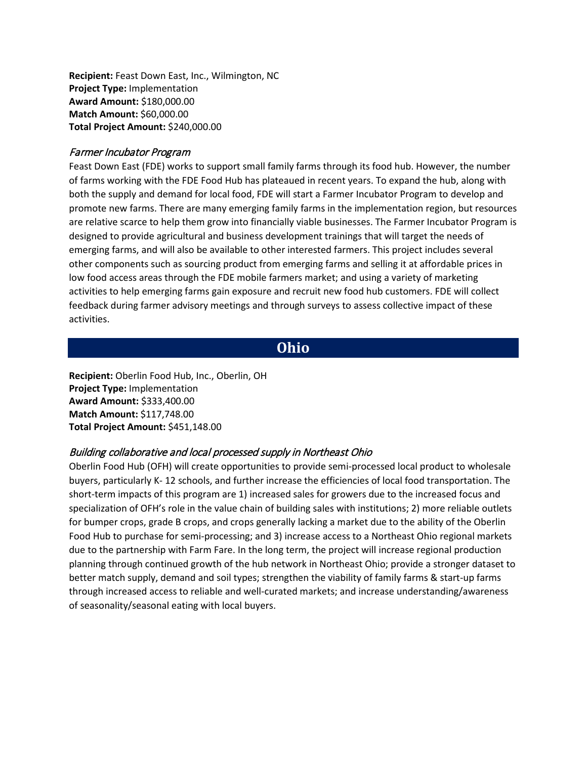**Recipient:** Feast Down East, Inc., Wilmington, NC
**Project Type:** Implementation
**Award Amount:** $180,000.00
**Match Amount:** $60,000.00
**Total Project Amount:** $240,000.00

### *Farmer Incubator Program*

Feast Down East (FDE) works to support small family farms through its food hub. However, the number of farms working with the FDE Food Hub has plateaued in recent years. To expand the hub, along with both the supply and demand for local food, FDE will start a Farmer Incubator Program to develop and promote new farms. There are many emerging family farms in the implementation region, but resources are relative scarce to help them grow into financially viable businesses. The Farmer Incubator Program is designed to provide agricultural and business development trainings that will target the needs of emerging farms, and will also be available to other interested farmers. This project includes several other components such as sourcing product from emerging farms and selling it at affordable prices in low food access areas through the FDE mobile farmers market; and using a variety of marketing activities to help emerging farms gain exposure and recruit new food hub customers. FDE will collect feedback during farmer advisory meetings and through surveys to assess collective impact of these activities.

## Ohio

**Recipient:** Oberlin Food Hub, Inc., Oberlin, OH
**Project Type:** Implementation
**Award Amount:** $333,400.00
**Match Amount:** $117,748.00
**Total Project Amount:** $451,148.00

### *Building collaborative and local processed supply in Northeast Ohio*

Oberlin Food Hub (OFH) will create opportunities to provide semi-processed local product to wholesale buyers, particularly K- 12 schools, and further increase the efficiencies of local food transportation. The short-term impacts of this program are 1) increased sales for growers due to the increased focus and specialization of OFH's role in the value chain of building sales with institutions; 2) more reliable outlets for bumper crops, grade B crops, and crops generally lacking a market due to the ability of the Oberlin Food Hub to purchase for semi-processing; and 3) increase access to a Northeast Ohio regional markets due to the partnership with Farm Fare. In the long term, the project will increase regional production planning through continued growth of the hub network in Northeast Ohio; provide a stronger dataset to better match supply, demand and soil types; strengthen the viability of family farms & start-up farms through increased access to reliable and well-curated markets; and increase understanding/awareness of seasonality/seasonal eating with local buyers.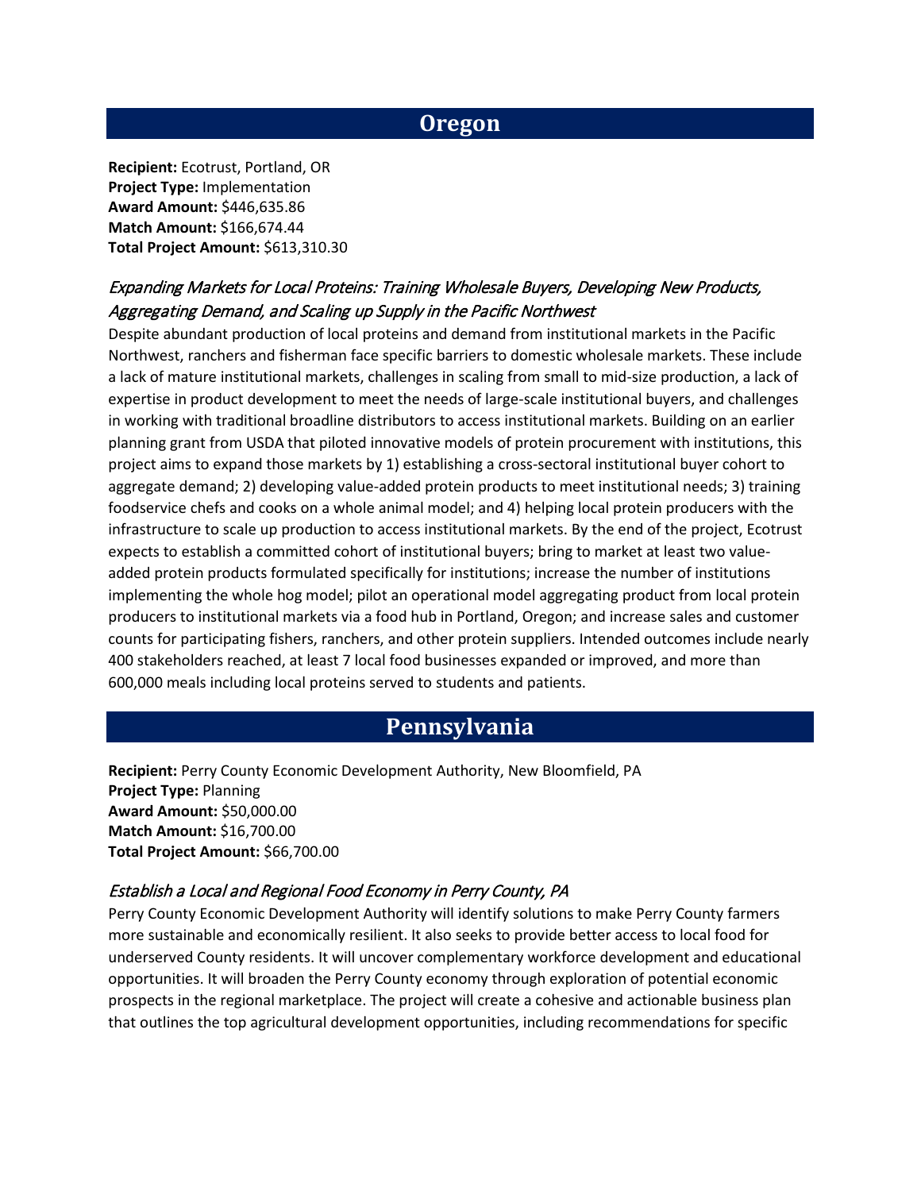## Oregon

**Recipient:** Ecotrust, Portland, OR
**Project Type:** Implementation
**Award Amount:** $446,635.86
**Match Amount:** $166,674.44
**Total Project Amount:** $613,310.30

### *Expanding Markets for Local Proteins: Training Wholesale Buyers, Developing New Products, Aggregating Demand, and Scaling up Supply in the Pacific Northwest*

Despite abundant production of local proteins and demand from institutional markets in the Pacific Northwest, ranchers and fisherman face specific barriers to domestic wholesale markets. These include a lack of mature institutional markets, challenges in scaling from small to mid-size production, a lack of expertise in product development to meet the needs of large-scale institutional buyers, and challenges in working with traditional broadline distributors to access institutional markets. Building on an earlier planning grant from USDA that piloted innovative models of protein procurement with institutions, this project aims to expand those markets by 1) establishing a cross-sectoral institutional buyer cohort to aggregate demand; 2) developing value-added protein products to meet institutional needs; 3) training foodservice chefs and cooks on a whole animal model; and 4) helping local protein producers with the infrastructure to scale up production to access institutional markets. By the end of the project, Ecotrust expects to establish a committed cohort of institutional buyers; bring to market at least two value-added protein products formulated specifically for institutions; increase the number of institutions implementing the whole hog model; pilot an operational model aggregating product from local protein producers to institutional markets via a food hub in Portland, Oregon; and increase sales and customer counts for participating fishers, ranchers, and other protein suppliers. Intended outcomes include nearly 400 stakeholders reached, at least 7 local food businesses expanded or improved, and more than 600,000 meals including local proteins served to students and patients.

## Pennsylvania

**Recipient:** Perry County Economic Development Authority, New Bloomfield, PA
**Project Type:** Planning
**Award Amount:** $50,000.00
**Match Amount:** $16,700.00
**Total Project Amount:** $66,700.00

### *Establish a Local and Regional Food Economy in Perry County, PA*

Perry County Economic Development Authority will identify solutions to make Perry County farmers more sustainable and economically resilient. It also seeks to provide better access to local food for underserved County residents. It will uncover complementary workforce development and educational opportunities. It will broaden the Perry County economy through exploration of potential economic prospects in the regional marketplace. The project will create a cohesive and actionable business plan that outlines the top agricultural development opportunities, including recommendations for specific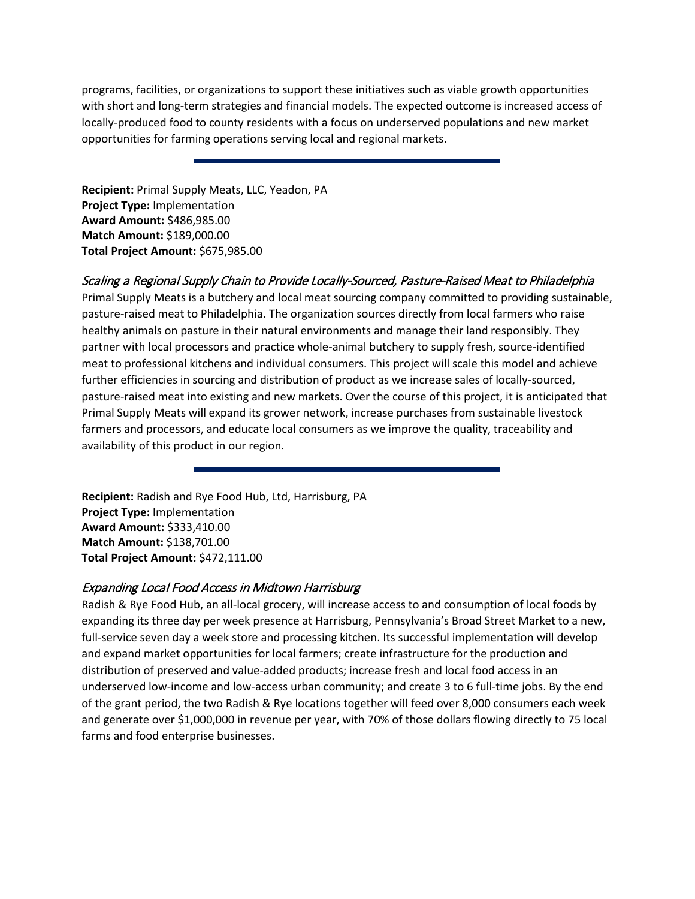programs, facilities, or organizations to support these initiatives such as viable growth opportunities with short and long-term strategies and financial models. The expected outcome is increased access of locally-produced food to county residents with a focus on underserved populations and new market opportunities for farming operations serving local and regional markets.

---

**Recipient:** Primal Supply Meats, LLC, Yeadon, PA
**Project Type:** Implementation
**Award Amount:** $486,985.00
**Match Amount:** $189,000.00
**Total Project Amount:** $675,985.00

### *Scaling a Regional Supply Chain to Provide Locally-Sourced, Pasture-Raised Meat to Philadelphia*

Primal Supply Meats is a butchery and local meat sourcing company committed to providing sustainable, pasture-raised meat to Philadelphia. The organization sources directly from local farmers who raise healthy animals on pasture in their natural environments and manage their land responsibly. They partner with local processors and practice whole-animal butchery to supply fresh, source-identified meat to professional kitchens and individual consumers. This project will scale this model and achieve further efficiencies in sourcing and distribution of product as we increase sales of locally-sourced, pasture-raised meat into existing and new markets. Over the course of this project, it is anticipated that Primal Supply Meats will expand its grower network, increase purchases from sustainable livestock farmers and processors, and educate local consumers as we improve the quality, traceability and availability of this product in our region.

---

**Recipient:** Radish and Rye Food Hub, Ltd, Harrisburg, PA
**Project Type:** Implementation
**Award Amount:** $333,410.00
**Match Amount:** $138,701.00
**Total Project Amount:** $472,111.00

### *Expanding Local Food Access in Midtown Harrisburg*

Radish & Rye Food Hub, an all-local grocery, will increase access to and consumption of local foods by expanding its three day per week presence at Harrisburg, Pennsylvania's Broad Street Market to a new, full-service seven day a week store and processing kitchen. Its successful implementation will develop and expand market opportunities for local farmers; create infrastructure for the production and distribution of preserved and value-added products; increase fresh and local food access in an underserved low-income and low-access urban community; and create 3 to 6 full-time jobs. By the end of the grant period, the two Radish & Rye locations together will feed over 8,000 consumers each week and generate over $1,000,000 in revenue per year, with 70% of those dollars flowing directly to 75 local farms and food enterprise businesses.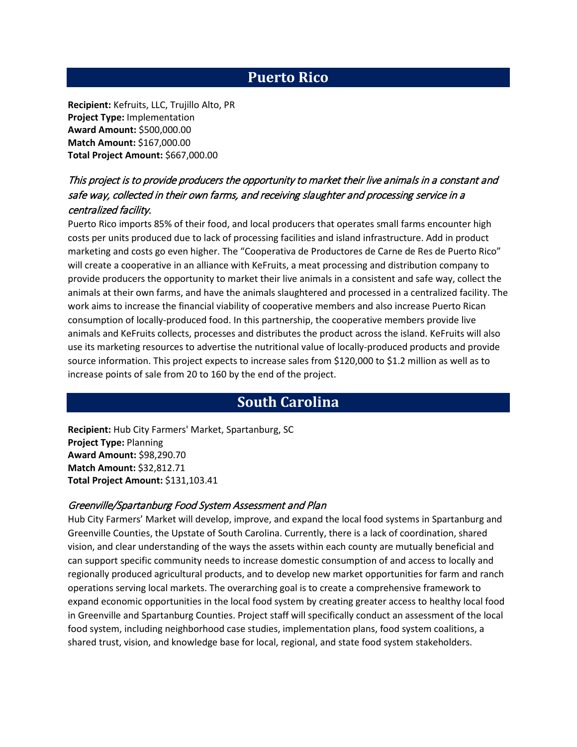## Puerto Rico

**Recipient:** Kefruits, LLC, Trujillo Alto, PR
**Project Type:** Implementation
**Award Amount:** $500,000.00
**Match Amount:** $167,000.00
**Total Project Amount:** $667,000.00

### *This project is to provide producers the opportunity to market their live animals in a constant and safe way, collected in their own farms, and receiving slaughter and processing service in a centralized facility.*

Puerto Rico imports 85% of their food, and local producers that operates small farms encounter high costs per units produced due to lack of processing facilities and island infrastructure. Add in product marketing and costs go even higher. The "Cooperativa de Productores de Carne de Res de Puerto Rico" will create a cooperative in an alliance with KeFruits, a meat processing and distribution company to provide producers the opportunity to market their live animals in a consistent and safe way, collect the animals at their own farms, and have the animals slaughtered and processed in a centralized facility. The work aims to increase the financial viability of cooperative members and also increase Puerto Rican consumption of locally-produced food. In this partnership, the cooperative members provide live animals and KeFruits collects, processes and distributes the product across the island. KeFruits will also use its marketing resources to advertise the nutritional value of locally-produced products and provide source information. This project expects to increase sales from $120,000 to $1.2 million as well as to increase points of sale from 20 to 160 by the end of the project.

## South Carolina

**Recipient:** Hub City Farmers' Market, Spartanburg, SC
**Project Type:** Planning
**Award Amount:** $98,290.70
**Match Amount:** $32,812.71
**Total Project Amount:** $131,103.41

### *Greenville/Spartanburg Food System Assessment and Plan*

Hub City Farmers' Market will develop, improve, and expand the local food systems in Spartanburg and Greenville Counties, the Upstate of South Carolina. Currently, there is a lack of coordination, shared vision, and clear understanding of the ways the assets within each county are mutually beneficial and can support specific community needs to increase domestic consumption of and access to locally and regionally produced agricultural products, and to develop new market opportunities for farm and ranch operations serving local markets. The overarching goal is to create a comprehensive framework to expand economic opportunities in the local food system by creating greater access to healthy local food in Greenville and Spartanburg Counties. Project staff will specifically conduct an assessment of the local food system, including neighborhood case studies, implementation plans, food system coalitions, a shared trust, vision, and knowledge base for local, regional, and state food system stakeholders.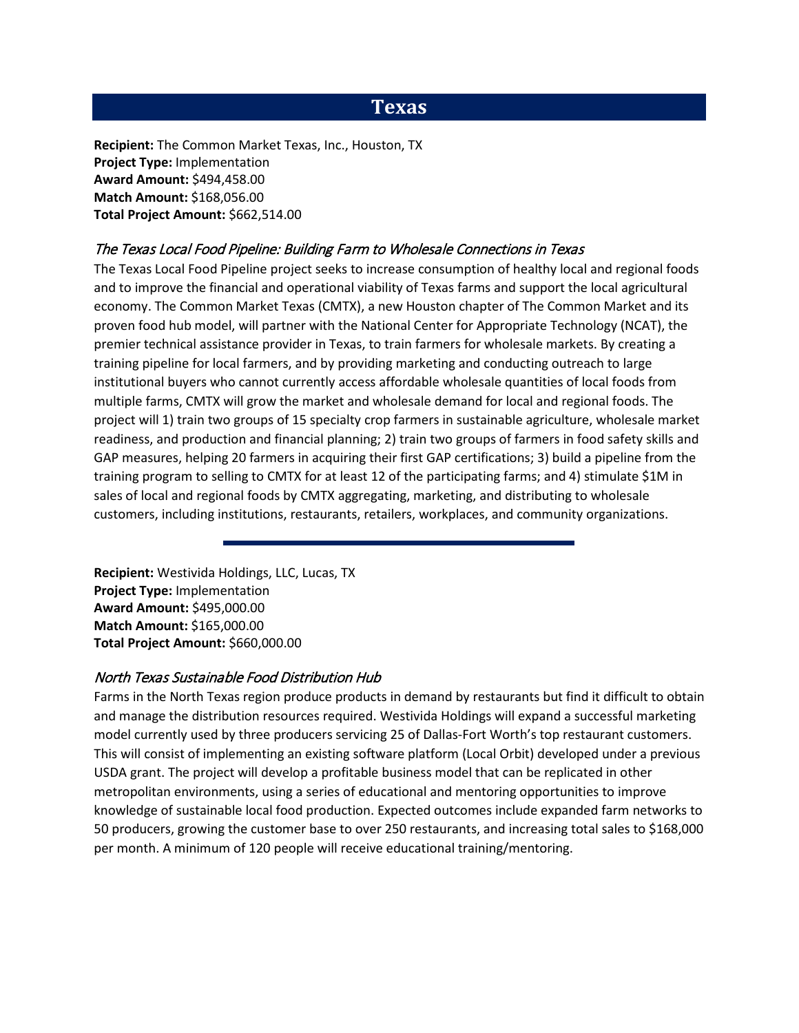# Texas

**Recipient:** The Common Market Texas, Inc., Houston, TX
**Project Type:** Implementation
**Award Amount:** $494,458.00
**Match Amount:** $168,056.00
**Total Project Amount:** $662,514.00

### *The Texas Local Food Pipeline: Building Farm to Wholesale Connections in Texas*

The Texas Local Food Pipeline project seeks to increase consumption of healthy local and regional foods and to improve the financial and operational viability of Texas farms and support the local agricultural economy. The Common Market Texas (CMTX), a new Houston chapter of The Common Market and its proven food hub model, will partner with the National Center for Appropriate Technology (NCAT), the premier technical assistance provider in Texas, to train farmers for wholesale markets. By creating a training pipeline for local farmers, and by providing marketing and conducting outreach to large institutional buyers who cannot currently access affordable wholesale quantities of local foods from multiple farms, CMTX will grow the market and wholesale demand for local and regional foods. The project will 1) train two groups of 15 specialty crop farmers in sustainable agriculture, wholesale market readiness, and production and financial planning; 2) train two groups of farmers in food safety skills and GAP measures, helping 20 farmers in acquiring their first GAP certifications; 3) build a pipeline from the training program to selling to CMTX for at least 12 of the participating farms; and 4) stimulate $1M in sales of local and regional foods by CMTX aggregating, marketing, and distributing to wholesale customers, including institutions, restaurants, retailers, workplaces, and community organizations.

---

**Recipient:** Westivida Holdings, LLC, Lucas, TX
**Project Type:** Implementation
**Award Amount:** $495,000.00
**Match Amount:** $165,000.00
**Total Project Amount:** $660,000.00

### *North Texas Sustainable Food Distribution Hub*

Farms in the North Texas region produce products in demand by restaurants but find it difficult to obtain and manage the distribution resources required. Westivida Holdings will expand a successful marketing model currently used by three producers servicing 25 of Dallas-Fort Worth's top restaurant customers. This will consist of implementing an existing software platform (Local Orbit) developed under a previous USDA grant. The project will develop a profitable business model that can be replicated in other metropolitan environments, using a series of educational and mentoring opportunities to improve knowledge of sustainable local food production. Expected outcomes include expanded farm networks to 50 producers, growing the customer base to over 250 restaurants, and increasing total sales to $168,000 per month. A minimum of 120 people will receive educational training/mentoring.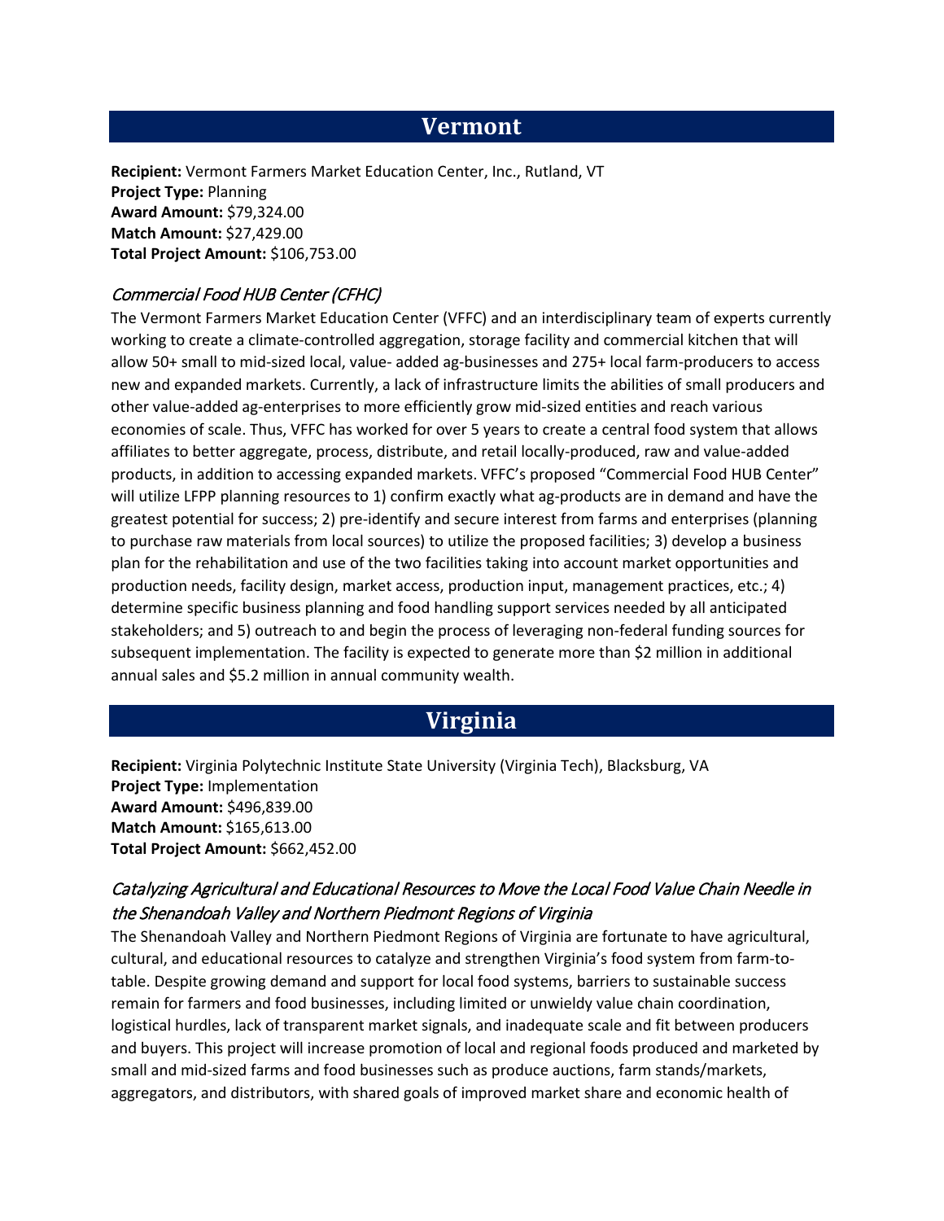## Vermont

**Recipient:** Vermont Farmers Market Education Center, Inc., Rutland, VT
**Project Type:** Planning
**Award Amount:** $79,324.00
**Match Amount:** $27,429.00
**Total Project Amount:** $106,753.00

### *Commercial Food HUB Center (CFHC)*

The Vermont Farmers Market Education Center (VFFC) and an interdisciplinary team of experts currently working to create a climate-controlled aggregation, storage facility and commercial kitchen that will allow 50+ small to mid-sized local, value- added ag-businesses and 275+ local farm-producers to access new and expanded markets. Currently, a lack of infrastructure limits the abilities of small producers and other value-added ag-enterprises to more efficiently grow mid-sized entities and reach various economies of scale. Thus, VFFC has worked for over 5 years to create a central food system that allows affiliates to better aggregate, process, distribute, and retail locally-produced, raw and value-added products, in addition to accessing expanded markets. VFFC's proposed "Commercial Food HUB Center" will utilize LFPP planning resources to 1) confirm exactly what ag-products are in demand and have the greatest potential for success; 2) pre-identify and secure interest from farms and enterprises (planning to purchase raw materials from local sources) to utilize the proposed facilities; 3) develop a business plan for the rehabilitation and use of the two facilities taking into account market opportunities and production needs, facility design, market access, production input, management practices, etc.; 4) determine specific business planning and food handling support services needed by all anticipated stakeholders; and 5) outreach to and begin the process of leveraging non-federal funding sources for subsequent implementation. The facility is expected to generate more than $2 million in additional annual sales and $5.2 million in annual community wealth.

## Virginia

**Recipient:** Virginia Polytechnic Institute State University (Virginia Tech), Blacksburg, VA
**Project Type:** Implementation
**Award Amount:** $496,839.00
**Match Amount:** $165,613.00
**Total Project Amount:** $662,452.00

### *Catalyzing Agricultural and Educational Resources to Move the Local Food Value Chain Needle in the Shenandoah Valley and Northern Piedmont Regions of Virginia*

The Shenandoah Valley and Northern Piedmont Regions of Virginia are fortunate to have agricultural, cultural, and educational resources to catalyze and strengthen Virginia's food system from farm-to-table. Despite growing demand and support for local food systems, barriers to sustainable success remain for farmers and food businesses, including limited or unwieldy value chain coordination, logistical hurdles, lack of transparent market signals, and inadequate scale and fit between producers and buyers. This project will increase promotion of local and regional foods produced and marketed by small and mid-sized farms and food businesses such as produce auctions, farm stands/markets, aggregators, and distributors, with shared goals of improved market share and economic health of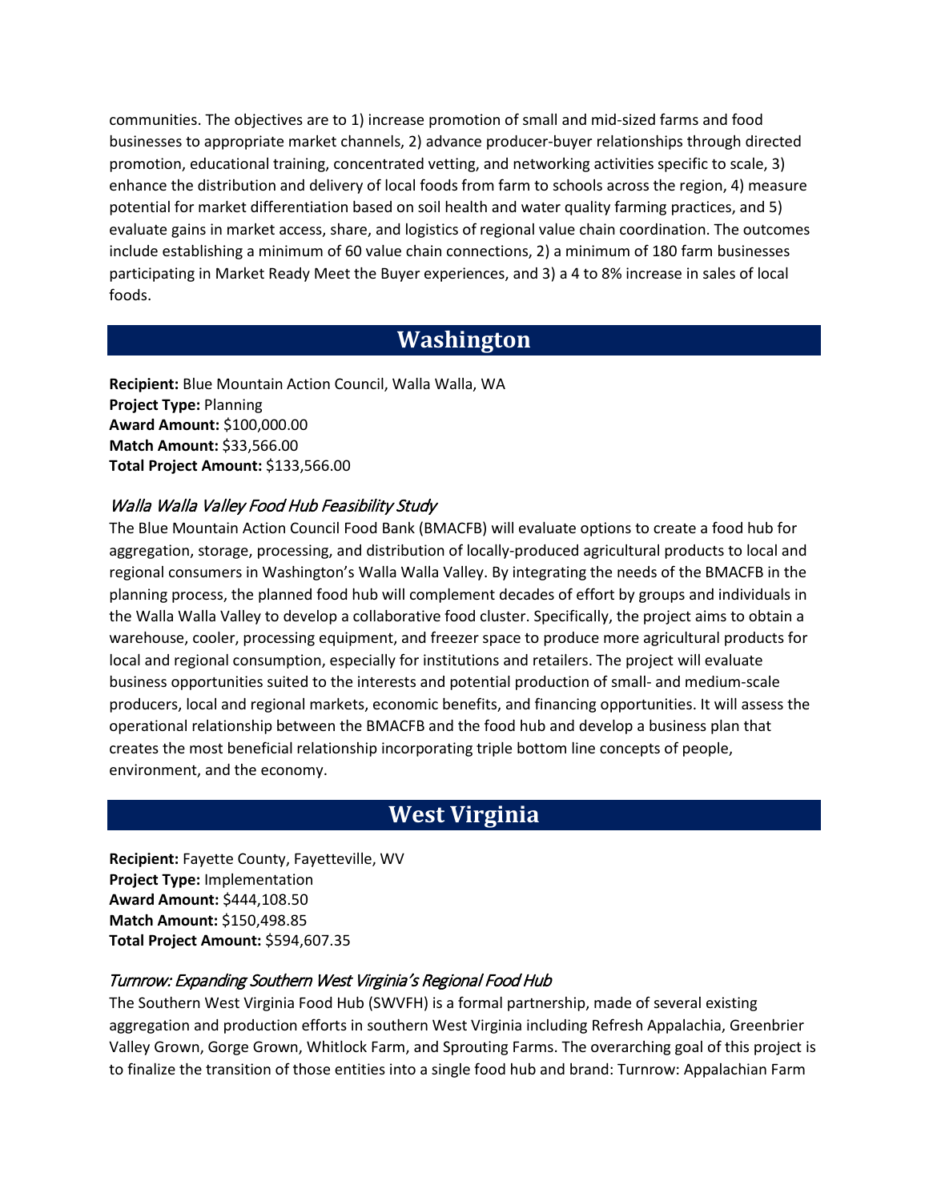communities. The objectives are to 1) increase promotion of small and mid-sized farms and food businesses to appropriate market channels, 2) advance producer-buyer relationships through directed promotion, educational training, concentrated vetting, and networking activities specific to scale, 3) enhance the distribution and delivery of local foods from farm to schools across the region, 4) measure potential for market differentiation based on soil health and water quality farming practices, and 5) evaluate gains in market access, share, and logistics of regional value chain coordination. The outcomes include establishing a minimum of 60 value chain connections, 2) a minimum of 180 farm businesses participating in Market Ready Meet the Buyer experiences, and 3) a 4 to 8% increase in sales of local foods.

## Washington

**Recipient:** Blue Mountain Action Council, Walla Walla, WA
**Project Type:** Planning
**Award Amount:** $100,000.00
**Match Amount:** $33,566.00
**Total Project Amount:** $133,566.00

### *Walla Walla Valley Food Hub Feasibility Study*

The Blue Mountain Action Council Food Bank (BMACFB) will evaluate options to create a food hub for aggregation, storage, processing, and distribution of locally-produced agricultural products to local and regional consumers in Washington's Walla Walla Valley. By integrating the needs of the BMACFB in the planning process, the planned food hub will complement decades of effort by groups and individuals in the Walla Walla Valley to develop a collaborative food cluster. Specifically, the project aims to obtain a warehouse, cooler, processing equipment, and freezer space to produce more agricultural products for local and regional consumption, especially for institutions and retailers. The project will evaluate business opportunities suited to the interests and potential production of small- and medium-scale producers, local and regional markets, economic benefits, and financing opportunities. It will assess the operational relationship between the BMACFB and the food hub and develop a business plan that creates the most beneficial relationship incorporating triple bottom line concepts of people, environment, and the economy.

## West Virginia

**Recipient:** Fayette County, Fayetteville, WV
**Project Type:** Implementation
**Award Amount:** $444,108.50
**Match Amount:** $150,498.85
**Total Project Amount:** $594,607.35

### *Turnrow: Expanding Southern West Virginia's Regional Food Hub*

The Southern West Virginia Food Hub (SWVFH) is a formal partnership, made of several existing aggregation and production efforts in southern West Virginia including Refresh Appalachia, Greenbrier Valley Grown, Gorge Grown, Whitlock Farm, and Sprouting Farms. The overarching goal of this project is to finalize the transition of those entities into a single food hub and brand: Turnrow: Appalachian Farm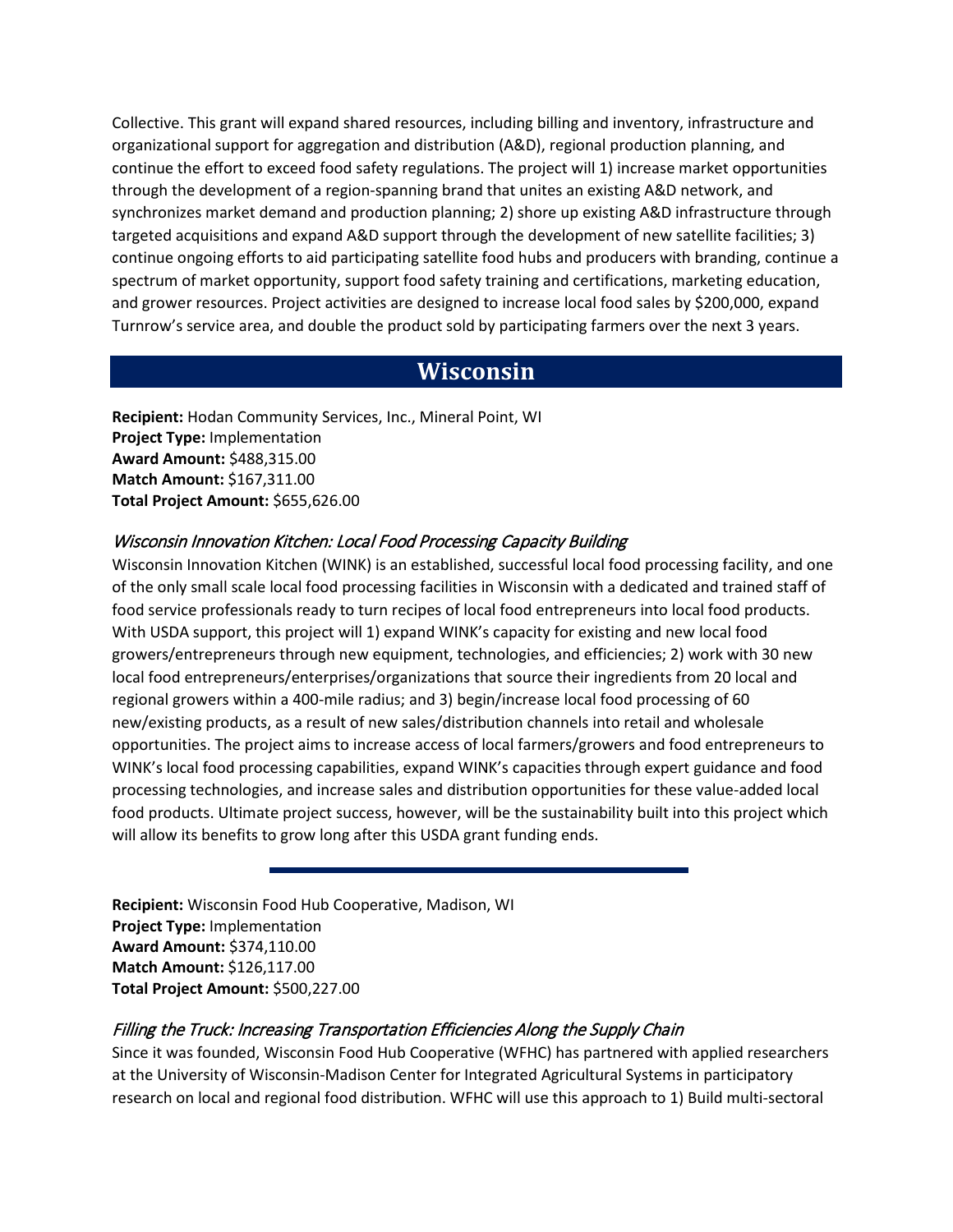Collective. This grant will expand shared resources, including billing and inventory, infrastructure and organizational support for aggregation and distribution (A&D), regional production planning, and continue the effort to exceed food safety regulations. The project will 1) increase market opportunities through the development of a region-spanning brand that unites an existing A&D network, and synchronizes market demand and production planning; 2) shore up existing A&D infrastructure through targeted acquisitions and expand A&D support through the development of new satellite facilities; 3) continue ongoing efforts to aid participating satellite food hubs and producers with branding, continue a spectrum of market opportunity, support food safety training and certifications, marketing education, and grower resources. Project activities are designed to increase local food sales by $200,000, expand Turnrow's service area, and double the product sold by participating farmers over the next 3 years.

## Wisconsin

**Recipient:** Hodan Community Services, Inc., Mineral Point, WI
**Project Type:** Implementation
**Award Amount:** $488,315.00
**Match Amount:** $167,311.00
**Total Project Amount:** $655,626.00

### *Wisconsin Innovation Kitchen: Local Food Processing Capacity Building*

Wisconsin Innovation Kitchen (WINK) is an established, successful local food processing facility, and one of the only small scale local food processing facilities in Wisconsin with a dedicated and trained staff of food service professionals ready to turn recipes of local food entrepreneurs into local food products. With USDA support, this project will 1) expand WINK's capacity for existing and new local food growers/entrepreneurs through new equipment, technologies, and efficiencies; 2) work with 30 new local food entrepreneurs/enterprises/organizations that source their ingredients from 20 local and regional growers within a 400-mile radius; and 3) begin/increase local food processing of 60 new/existing products, as a result of new sales/distribution channels into retail and wholesale opportunities. The project aims to increase access of local farmers/growers and food entrepreneurs to WINK's local food processing capabilities, expand WINK's capacities through expert guidance and food processing technologies, and increase sales and distribution opportunities for these value-added local food products. Ultimate project success, however, will be the sustainability built into this project which will allow its benefits to grow long after this USDA grant funding ends.

---

**Recipient:** Wisconsin Food Hub Cooperative, Madison, WI
**Project Type:** Implementation
**Award Amount:** $374,110.00
**Match Amount:** $126,117.00
**Total Project Amount:** $500,227.00

### *Filling the Truck: Increasing Transportation Efficiencies Along the Supply Chain*

Since it was founded, Wisconsin Food Hub Cooperative (WFHC) has partnered with applied researchers at the University of Wisconsin-Madison Center for Integrated Agricultural Systems in participatory research on local and regional food distribution. WFHC will use this approach to 1) Build multi-sectoral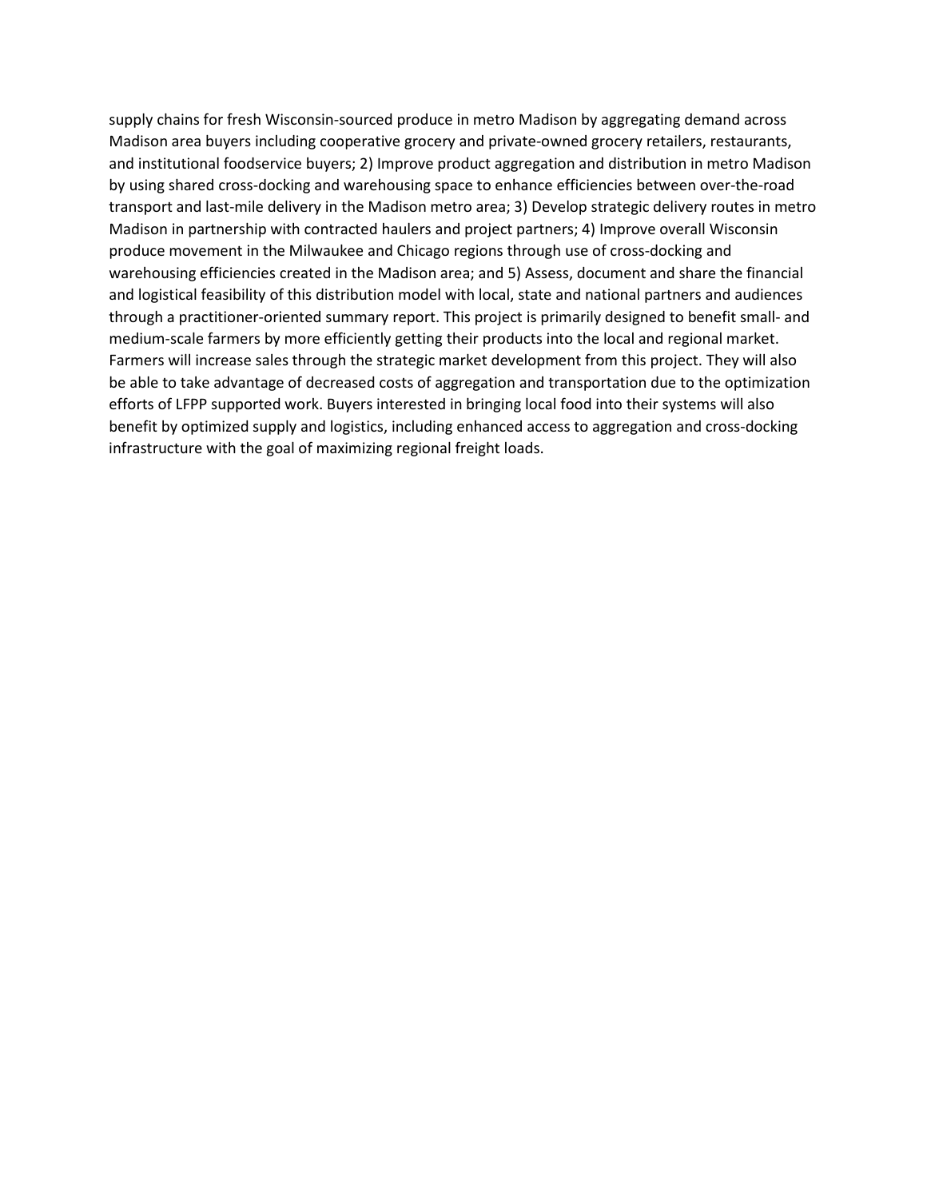supply chains for fresh Wisconsin-sourced produce in metro Madison by aggregating demand across Madison area buyers including cooperative grocery and private-owned grocery retailers, restaurants, and institutional foodservice buyers; 2) Improve product aggregation and distribution in metro Madison by using shared cross-docking and warehousing space to enhance efficiencies between over-the-road transport and last-mile delivery in the Madison metro area; 3) Develop strategic delivery routes in metro Madison in partnership with contracted haulers and project partners; 4) Improve overall Wisconsin produce movement in the Milwaukee and Chicago regions through use of cross-docking and warehousing efficiencies created in the Madison area; and 5) Assess, document and share the financial and logistical feasibility of this distribution model with local, state and national partners and audiences through a practitioner-oriented summary report. This project is primarily designed to benefit small- and medium-scale farmers by more efficiently getting their products into the local and regional market. Farmers will increase sales through the strategic market development from this project. They will also be able to take advantage of decreased costs of aggregation and transportation due to the optimization efforts of LFPP supported work. Buyers interested in bringing local food into their systems will also benefit by optimized supply and logistics, including enhanced access to aggregation and cross-docking infrastructure with the goal of maximizing regional freight loads.